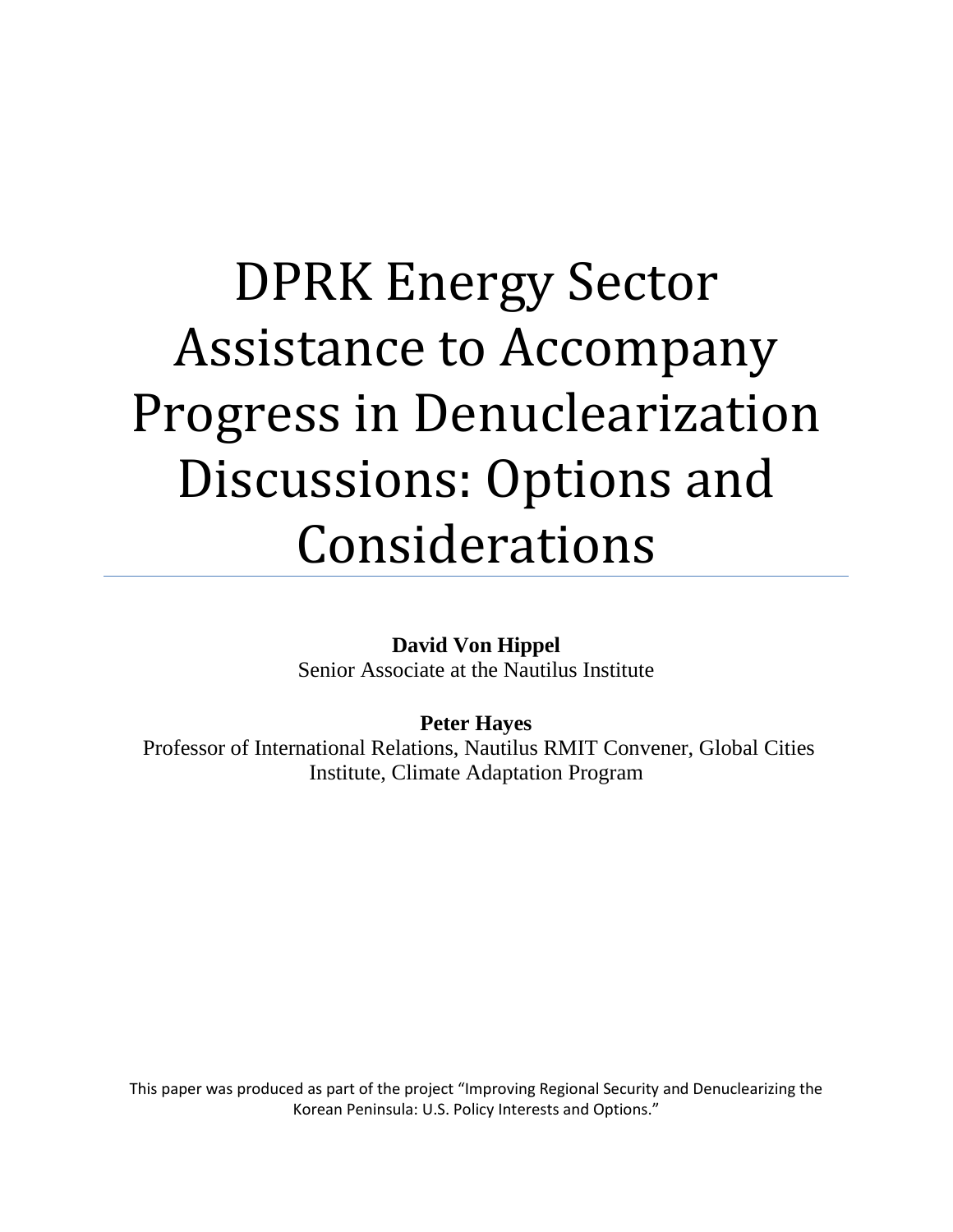# DPRK Energy Sector Assistance to Accompany Progress in Denuclearization Discussions: Options and Considerations

**David Von Hippel**
Senior Associate at the Nautilus Institute

**Peter Hayes**
Professor of International Relations, Nautilus RMIT Convener, Global Cities Institute, Climate Adaptation Program

This paper was produced as part of the project "Improving Regional Security and Denuclearizing the Korean Peninsula: U.S. Policy Interests and Options."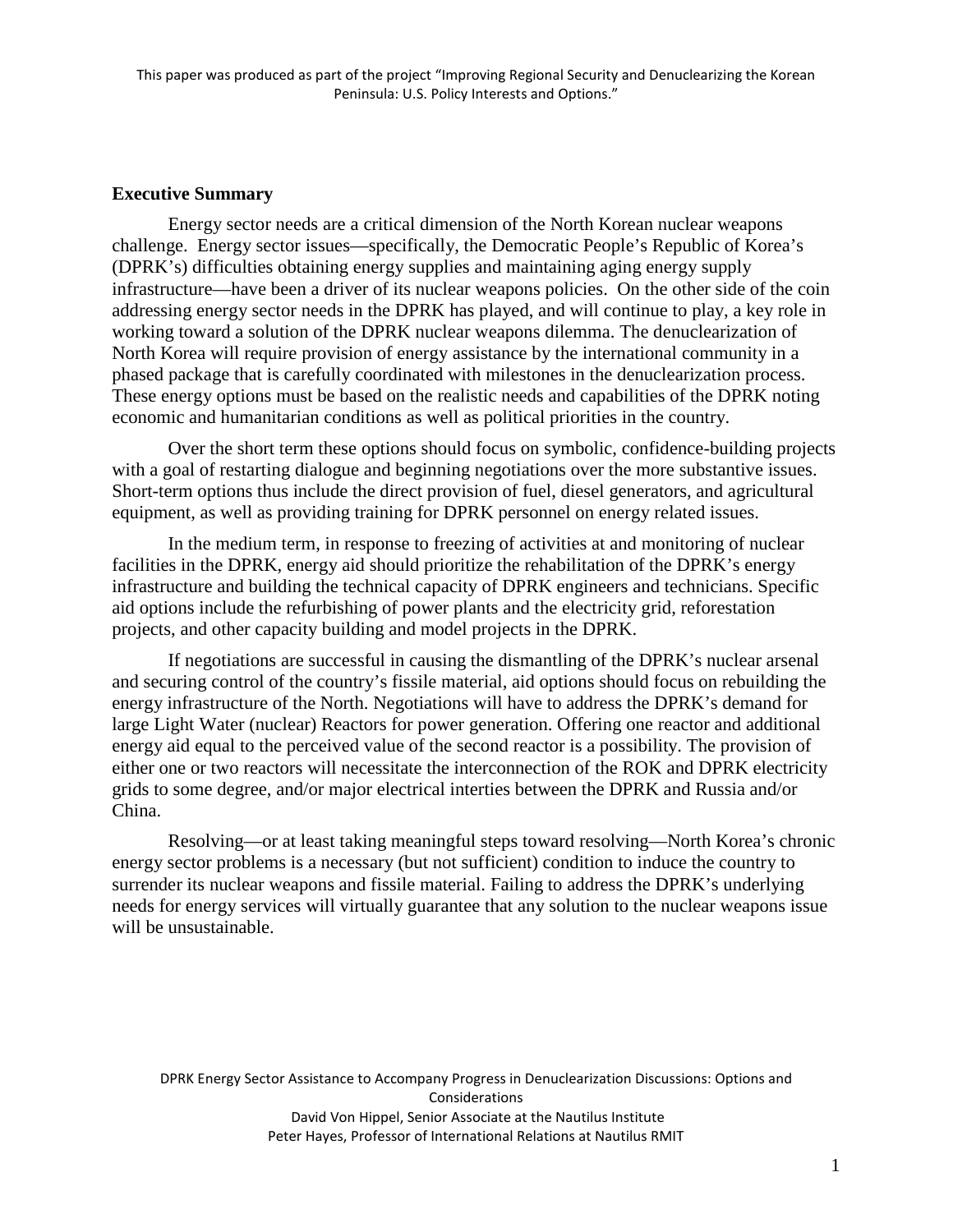## Executive Summary

Energy sector needs are a critical dimension of the North Korean nuclear weapons challenge. Energy sector issues—specifically, the Democratic People's Republic of Korea's (DPRK's) difficulties obtaining energy supplies and maintaining aging energy supply infrastructure—have been a driver of its nuclear weapons policies. On the other side of the coin addressing energy sector needs in the DPRK has played, and will continue to play, a key role in working toward a solution of the DPRK nuclear weapons dilemma. The denuclearization of North Korea will require provision of energy assistance by the international community in a phased package that is carefully coordinated with milestones in the denuclearization process. These energy options must be based on the realistic needs and capabilities of the DPRK noting economic and humanitarian conditions as well as political priorities in the country.

Over the short term these options should focus on symbolic, confidence-building projects with a goal of restarting dialogue and beginning negotiations over the more substantive issues. Short-term options thus include the direct provision of fuel, diesel generators, and agricultural equipment, as well as providing training for DPRK personnel on energy related issues.

In the medium term, in response to freezing of activities at and monitoring of nuclear facilities in the DPRK, energy aid should prioritize the rehabilitation of the DPRK's energy infrastructure and building the technical capacity of DPRK engineers and technicians. Specific aid options include the refurbishing of power plants and the electricity grid, reforestation projects, and other capacity building and model projects in the DPRK.

If negotiations are successful in causing the dismantling of the DPRK's nuclear arsenal and securing control of the country's fissile material, aid options should focus on rebuilding the energy infrastructure of the North. Negotiations will have to address the DPRK's demand for large Light Water (nuclear) Reactors for power generation. Offering one reactor and additional energy aid equal to the perceived value of the second reactor is a possibility. The provision of either one or two reactors will necessitate the interconnection of the ROK and DPRK electricity grids to some degree, and/or major electrical interties between the DPRK and Russia and/or China.

Resolving—or at least taking meaningful steps toward resolving—North Korea's chronic energy sector problems is a necessary (but not sufficient) condition to induce the country to surrender its nuclear weapons and fissile material. Failing to address the DPRK's underlying needs for energy services will virtually guarantee that any solution to the nuclear weapons issue will be unsustainable.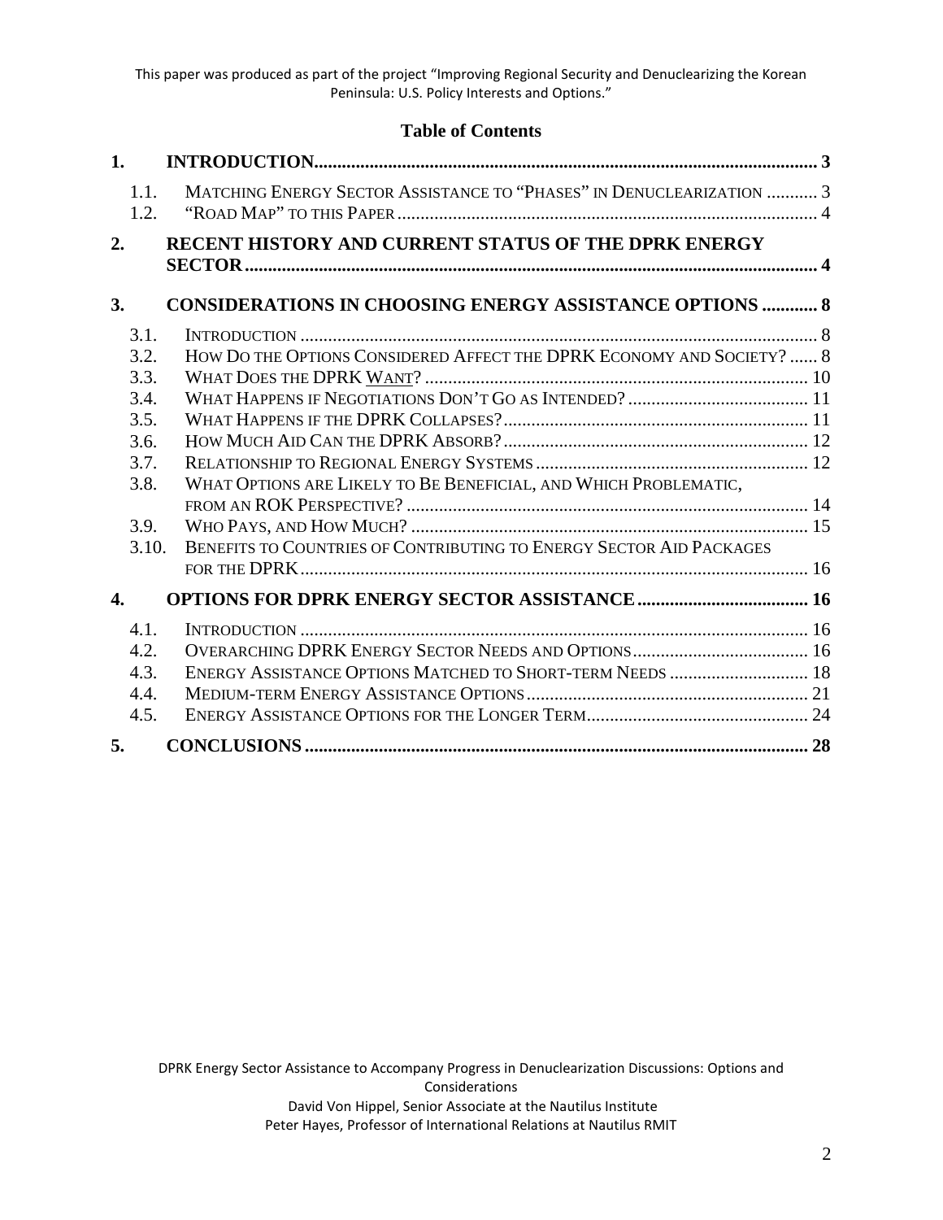This paper was produced as part of the project "Improving Regional Security and Denuclearizing the Korean Peninsula: U.S. Policy Interests and Options."

## Table of Contents

1. INTRODUCTION ............ 3
   - 1.1. Matching Energy Sector Assistance to "Phases" in Denuclearization ............ 3
   - 1.2. "Road Map" to this Paper ............ 4
2. RECENT HISTORY AND CURRENT STATUS OF THE DPRK ENERGY SECTOR ............ 4
3. CONSIDERATIONS IN CHOOSING ENERGY ASSISTANCE OPTIONS ............ 8
   - 3.1. Introduction ............ 8
   - 3.2. How Do the Options Considered Affect the DPRK Economy and Society? ............ 8
   - 3.3. What Does the DPRK Want? ............ 10
   - 3.4. What Happens if Negotiations Don't Go as Intended? ............ 11
   - 3.5. What Happens if the DPRK Collapses? ............ 11
   - 3.6. How Much Aid Can the DPRK Absorb? ............ 12
   - 3.7. Relationship to Regional Energy Systems ............ 12
   - 3.8. What Options are Likely to Be Beneficial, and Which Problematic, from an ROK Perspective? ............ 14
   - 3.9. Who Pays, and How Much? ............ 15
   - 3.10. Benefits to Countries of Contributing to Energy Sector Aid Packages for the DPRK ............ 16
4. OPTIONS FOR DPRK ENERGY SECTOR ASSISTANCE ............ 16
   - 4.1. Introduction ............ 16
   - 4.2. Overarching DPRK Energy Sector Needs and Options ............ 16
   - 4.3. Energy Assistance Options Matched to Short-term Needs ............ 18
   - 4.4. Medium-term Energy Assistance Options ............ 21
   - 4.5. Energy Assistance Options for the Longer Term ............ 24
5. CONCLUSIONS ............ 28

DPRK Energy Sector Assistance to Accompany Progress in Denuclearization Discussions: Options and Considerations

David Von Hippel, Senior Associate at the Nautilus Institute

Peter Hayes, Professor of International Relations at Nautilus RMIT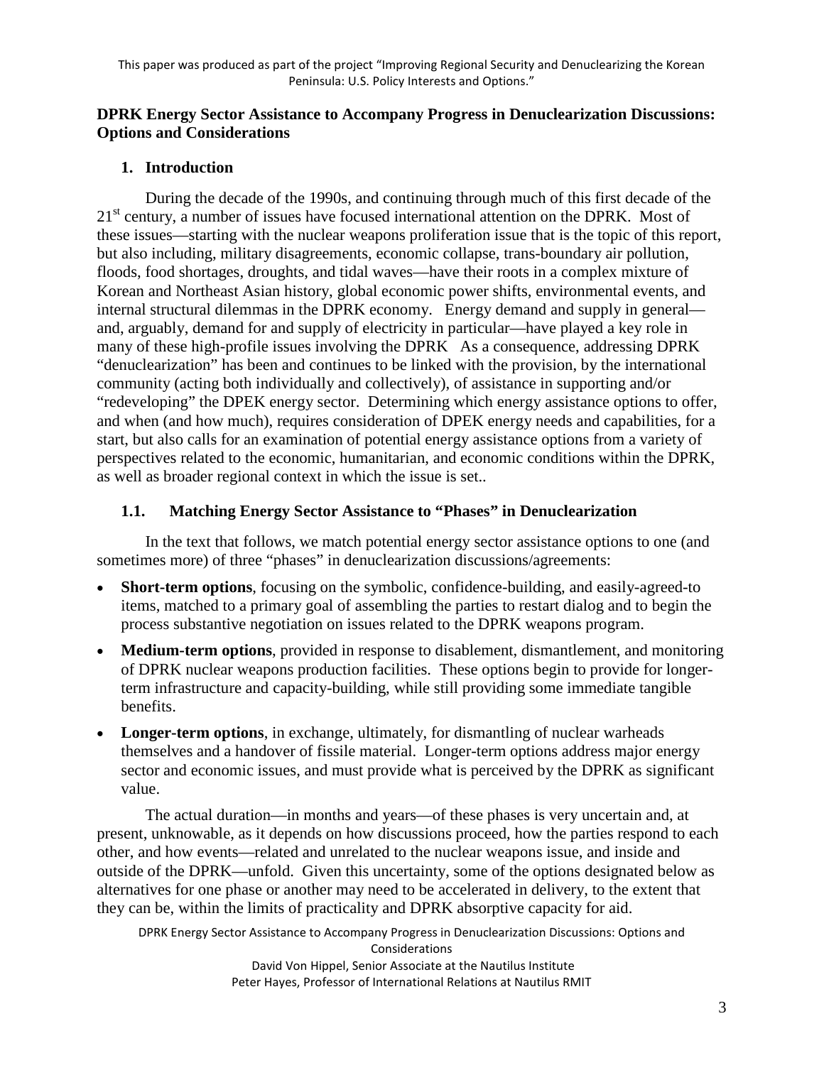**DPRK Energy Sector Assistance to Accompany Progress in Denuclearization Discussions: Options and Considerations**

## 1. Introduction

During the decade of the 1990s, and continuing through much of this first decade of the 21st century, a number of issues have focused international attention on the DPRK. Most of these issues—starting with the nuclear weapons proliferation issue that is the topic of this report, but also including, military disagreements, economic collapse, trans-boundary air pollution, floods, food shortages, droughts, and tidal waves—have their roots in a complex mixture of Korean and Northeast Asian history, global economic power shifts, environmental events, and internal structural dilemmas in the DPRK economy. Energy demand and supply in general—and, arguably, demand for and supply of electricity in particular—have played a key role in many of these high-profile issues involving the DPRK As a consequence, addressing DPRK "denuclearization" has been and continues to be linked with the provision, by the international community (acting both individually and collectively), of assistance in supporting and/or "redeveloping" the DPEK energy sector. Determining which energy assistance options to offer, and when (and how much), requires consideration of DPEK energy needs and capabilities, for a start, but also calls for an examination of potential energy assistance options from a variety of perspectives related to the economic, humanitarian, and economic conditions within the DPRK, as well as broader regional context in which the issue is set..

### 1.1. Matching Energy Sector Assistance to "Phases" in Denuclearization

In the text that follows, we match potential energy sector assistance options to one (and sometimes more) of three "phases" in denuclearization discussions/agreements:

- **Short-term options**, focusing on the symbolic, confidence-building, and easily-agreed-to items, matched to a primary goal of assembling the parties to restart dialog and to begin the process substantive negotiation on issues related to the DPRK weapons program.
- **Medium-term options**, provided in response to disablement, dismantlement, and monitoring of DPRK nuclear weapons production facilities. These options begin to provide for longer-term infrastructure and capacity-building, while still providing some immediate tangible benefits.
- **Longer-term options**, in exchange, ultimately, for dismantling of nuclear warheads themselves and a handover of fissile material. Longer-term options address major energy sector and economic issues, and must provide what is perceived by the DPRK as significant value.

The actual duration—in months and years—of these phases is very uncertain and, at present, unknowable, as it depends on how discussions proceed, how the parties respond to each other, and how events—related and unrelated to the nuclear weapons issue, and inside and outside of the DPRK—unfold. Given this uncertainty, some of the options designated below as alternatives for one phase or another may need to be accelerated in delivery, to the extent that they can be, within the limits of practicality and DPRK absorptive capacity for aid.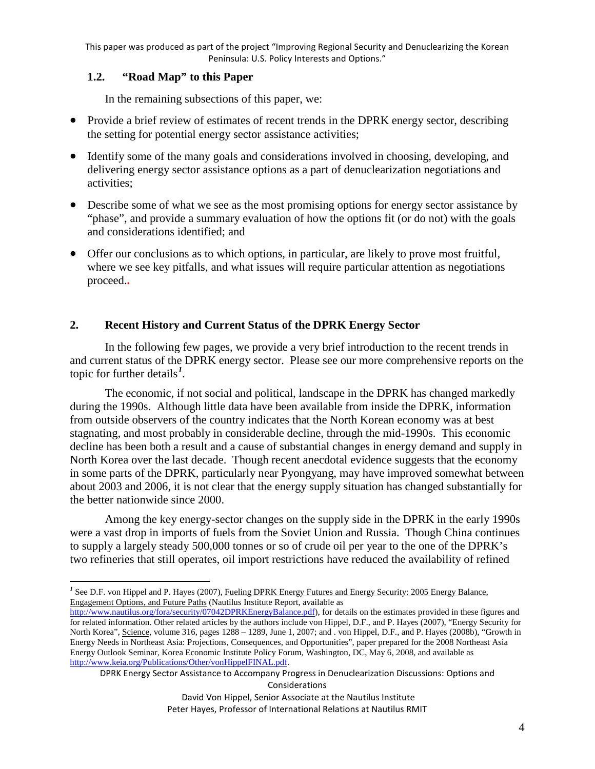### 1.2. "Road Map" to this Paper

In the remaining subsections of this paper, we:

- Provide a brief review of estimates of recent trends in the DPRK energy sector, describing the setting for potential energy sector assistance activities;
- Identify some of the many goals and considerations involved in choosing, developing, and delivering energy sector assistance options as a part of denuclearization negotiations and activities;
- Describe some of what we see as the most promising options for energy sector assistance by "phase", and provide a summary evaluation of how the options fit (or do not) with the goals and considerations identified; and
- Offer our conclusions as to which options, in particular, are likely to prove most fruitful, where we see key pitfalls, and what issues will require particular attention as negotiations proceed..

## 2. Recent History and Current Status of the DPRK Energy Sector

In the following few pages, we provide a very brief introduction to the recent trends in and current status of the DPRK energy sector. Please see our more comprehensive reports on the topic for further details[1].

The economic, if not social and political, landscape in the DPRK has changed markedly during the 1990s. Although little data have been available from inside the DPRK, information from outside observers of the country indicates that the North Korean economy was at best stagnating, and most probably in considerable decline, through the mid-1990s. This economic decline has been both a result and a cause of substantial changes in energy demand and supply in North Korea over the last decade. Though recent anecdotal evidence suggests that the economy in some parts of the DPRK, particularly near Pyongyang, may have improved somewhat between about 2003 and 2006, it is not clear that the energy supply situation has changed substantially for the better nationwide since 2000.

Among the key energy-sector changes on the supply side in the DPRK in the early 1990s were a vast drop in imports of fuels from the Soviet Union and Russia. Though China continues to supply a largely steady 500,000 tonnes or so of crude oil per year to the one of the DPRK's two refineries that still operates, oil import restrictions have reduced the availability of refined

[1] See D.F. von Hippel and P. Hayes (2007), Fueling DPRK Energy Futures and Energy Security: 2005 Energy Balance, Engagement Options, and Future Paths (Nautilus Institute Report, available as http://www.nautilus.org/fora/security/07042DPRKEnergyBalance.pdf), for details on the estimates provided in these figures and for related information. Other related articles by the authors include von Hippel, D.F., and P. Hayes (2007), "Energy Security for North Korea", Science, volume 316, pages 1288 – 1289, June 1, 2007; and . von Hippel, D.F., and P. Hayes (2008b), "Growth in Energy Needs in Northeast Asia: Projections, Consequences, and Opportunities", paper prepared for the 2008 Northeast Asia Energy Outlook Seminar, Korea Economic Institute Policy Forum, Washington, DC, May 6, 2008, and available as http://www.keia.org/Publications/Other/vonHippelFINAL.pdf.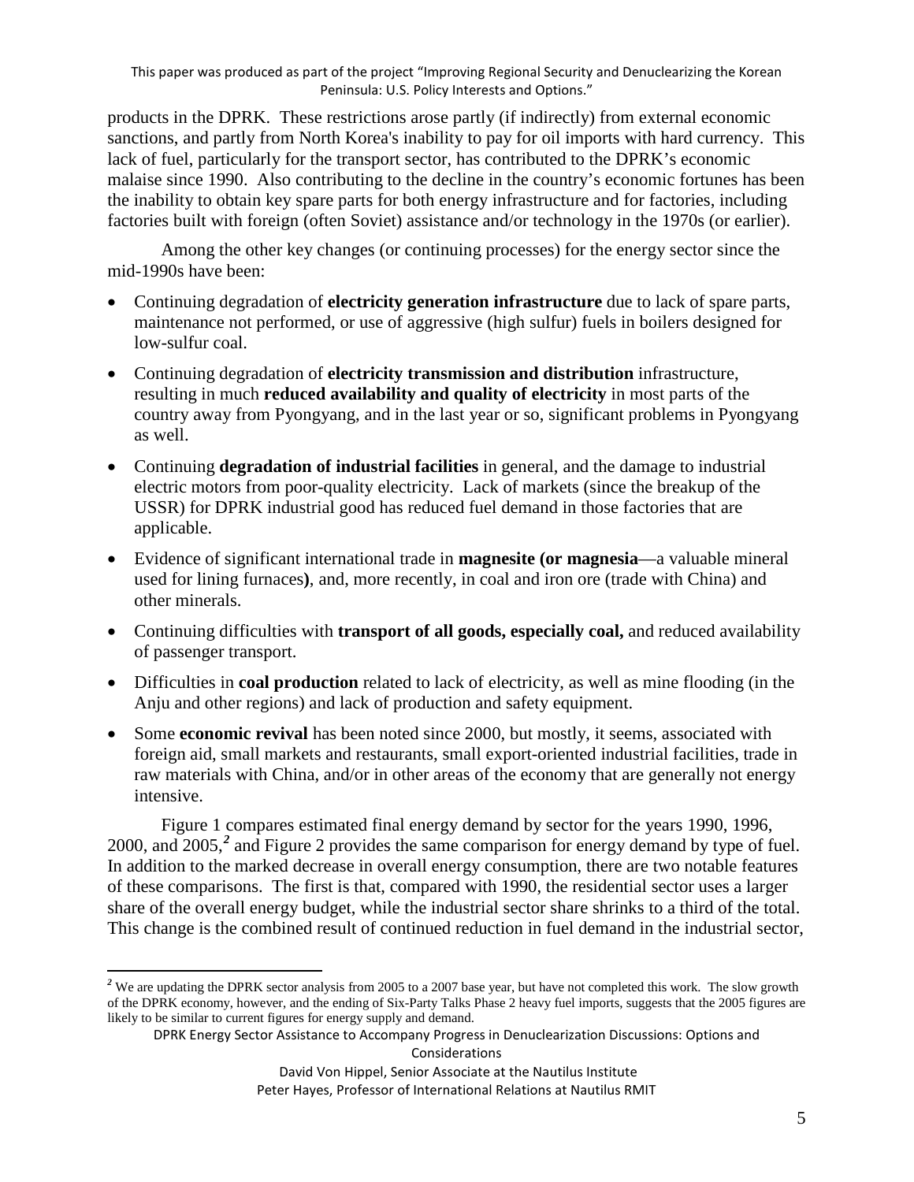products in the DPRK. These restrictions arose partly (if indirectly) from external economic sanctions, and partly from North Korea's inability to pay for oil imports with hard currency. This lack of fuel, particularly for the transport sector, has contributed to the DPRK's economic malaise since 1990. Also contributing to the decline in the country's economic fortunes has been the inability to obtain key spare parts for both energy infrastructure and for factories, including factories built with foreign (often Soviet) assistance and/or technology in the 1970s (or earlier).

Among the other key changes (or continuing processes) for the energy sector since the mid-1990s have been:

- Continuing degradation of **electricity generation infrastructure** due to lack of spare parts, maintenance not performed, or use of aggressive (high sulfur) fuels in boilers designed for low-sulfur coal.
- Continuing degradation of **electricity transmission and distribution** infrastructure, resulting in much **reduced availability and quality of electricity** in most parts of the country away from Pyongyang, and in the last year or so, significant problems in Pyongyang as well.
- Continuing **degradation of industrial facilities** in general, and the damage to industrial electric motors from poor-quality electricity. Lack of markets (since the breakup of the USSR) for DPRK industrial good has reduced fuel demand in those factories that are applicable.
- Evidence of significant international trade in **magnesite (or magnesia**—a valuable mineral used for lining furnaces**)**, and, more recently, in coal and iron ore (trade with China) and other minerals.
- Continuing difficulties with **transport of all goods, especially coal,** and reduced availability of passenger transport.
- Difficulties in **coal production** related to lack of electricity, as well as mine flooding (in the Anju and other regions) and lack of production and safety equipment.
- Some **economic revival** has been noted since 2000, but mostly, it seems, associated with foreign aid, small markets and restaurants, small export-oriented industrial facilities, trade in raw materials with China, and/or in other areas of the economy that are generally not energy intensive.

Figure 1 compares estimated final energy demand by sector for the years 1990, 1996, 2000, and 2005,[2] and Figure 2 provides the same comparison for energy demand by type of fuel. In addition to the marked decrease in overall energy consumption, there are two notable features of these comparisons. The first is that, compared with 1990, the residential sector uses a larger share of the overall energy budget, while the industrial sector share shrinks to a third of the total. This change is the combined result of continued reduction in fuel demand in the industrial sector,

---

[2] We are updating the DPRK sector analysis from 2005 to a 2007 base year, but have not completed this work. The slow growth of the DPRK economy, however, and the ending of Six-Party Talks Phase 2 heavy fuel imports, suggests that the 2005 figures are likely to be similar to current figures for energy supply and demand.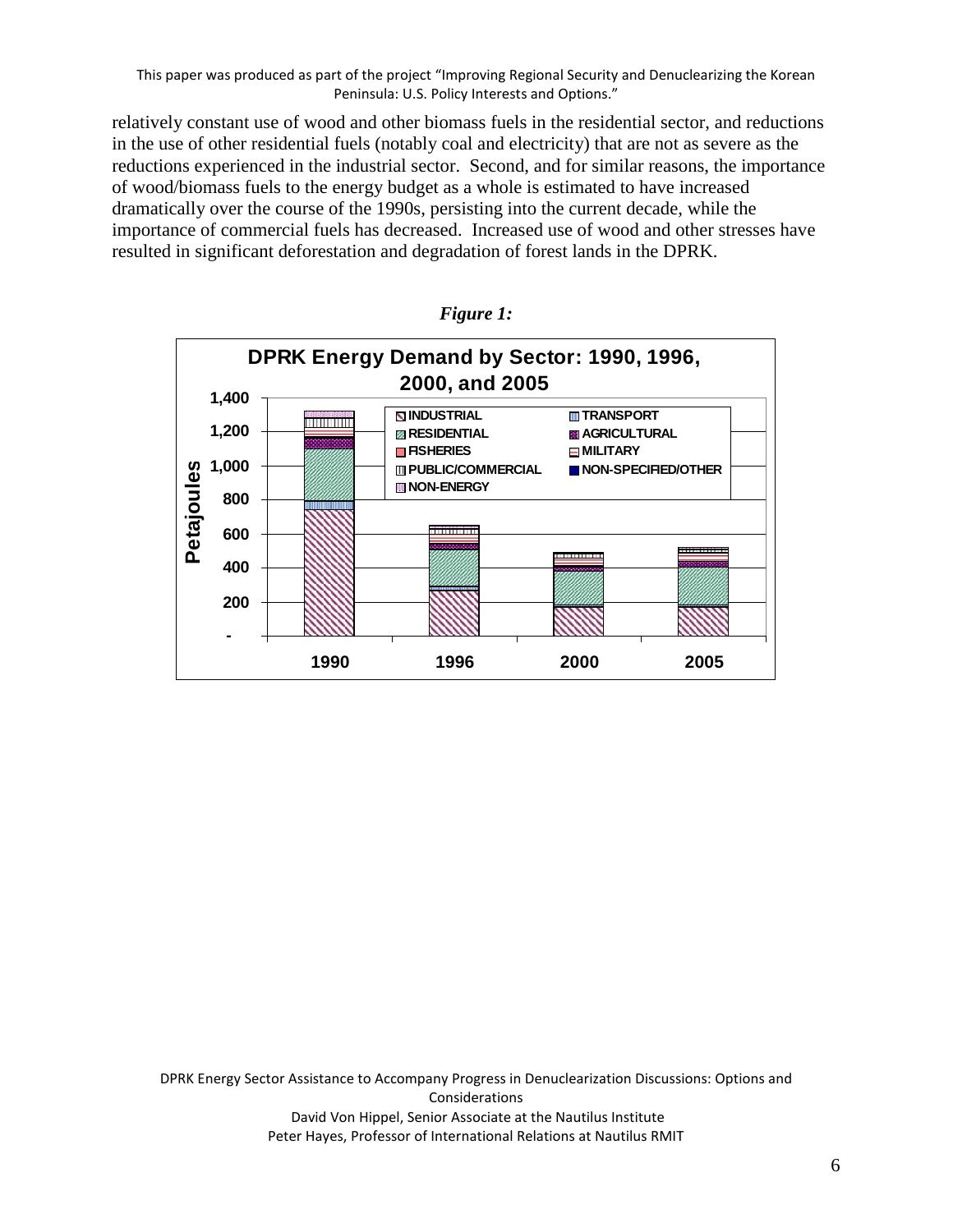relatively constant use of wood and other biomass fuels in the residential sector, and reductions in the use of other residential fuels (notably coal and electricity) that are not as severe as the reductions experienced in the industrial sector. Second, and for similar reasons, the importance of wood/biomass fuels to the energy budget as a whole is estimated to have increased dramatically over the course of the 1990s, persisting into the current decade, while the importance of commercial fuels has decreased. Increased use of wood and other stresses have resulted in significant deforestation and degradation of forest lands in the DPRK.

*Figure 1:*

**DPRK Energy Demand by Sector: 1990, 1996, 2000, and 2005**

Petajoules (y-axis: -, 200, 400, 600, 800, 1,000, 1,200, 1,400); years: 1990, 1996, 2000, 2005

Legend: INDUSTRIAL, TRANSPORT, RESIDENTIAL, AGRICULTURAL, FISHERIES, MILITARY, PUBLIC/COMMERCIAL, NON-SPECIFIED/OTHER, NON-ENERGY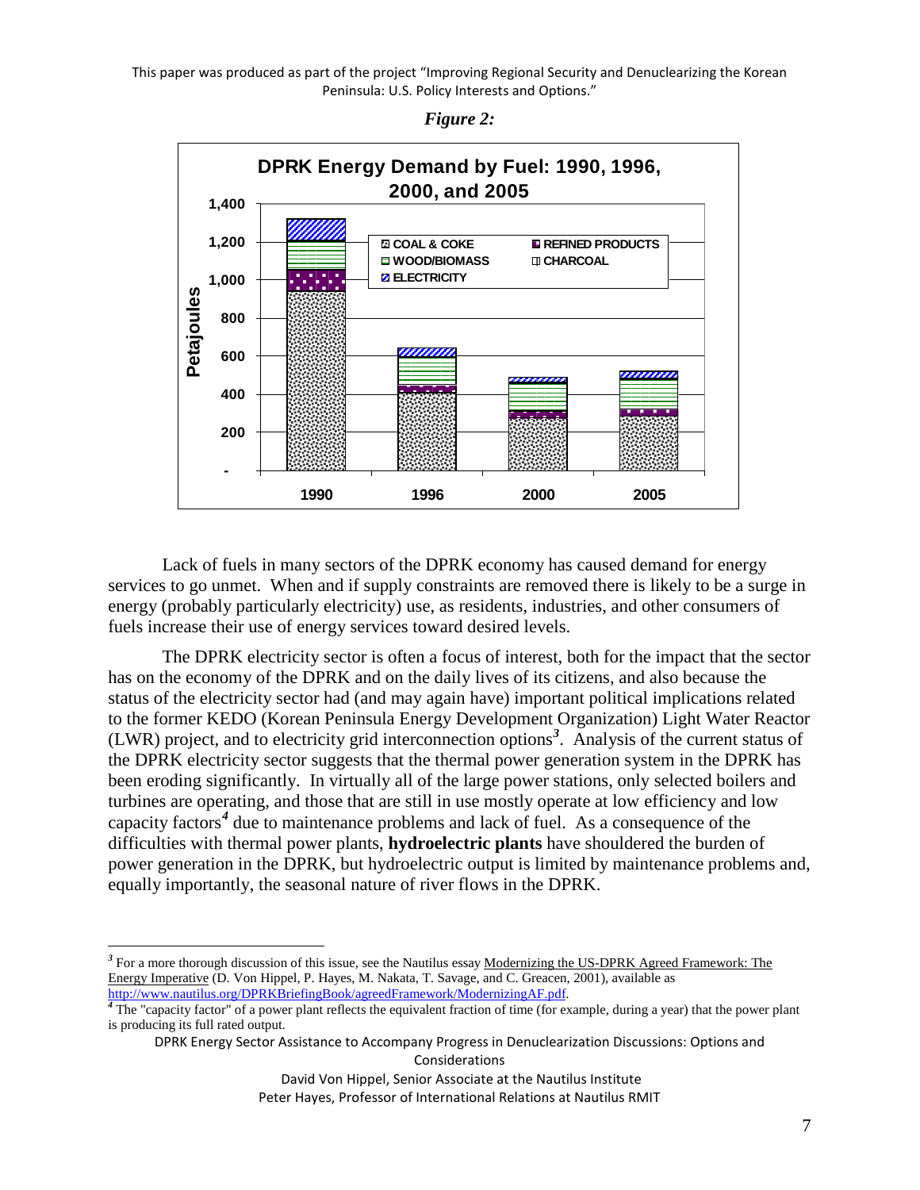*Figure 2:*

Lack of fuels in many sectors of the DPRK economy has caused demand for energy services to go unmet. When and if supply constraints are removed there is likely to be a surge in energy (probably particularly electricity) use, as residents, industries, and other consumers of fuels increase their use of energy services toward desired levels.

The DPRK electricity sector is often a focus of interest, both for the impact that the sector has on the economy of the DPRK and on the daily lives of its citizens, and also because the status of the electricity sector had (and may again have) important political implications related to the former KEDO (Korean Peninsula Energy Development Organization) Light Water Reactor (LWR) project, and to electricity grid interconnection options[3]. Analysis of the current status of the DPRK electricity sector suggests that the thermal power generation system in the DPRK has been eroding significantly. In virtually all of the large power stations, only selected boilers and turbines are operating, and those that are still in use mostly operate at low efficiency and low capacity factors[4] due to maintenance problems and lack of fuel. As a consequence of the difficulties with thermal power plants, **hydroelectric plants** have shouldered the burden of power generation in the DPRK, but hydroelectric output is limited by maintenance problems and, equally importantly, the seasonal nature of river flows in the DPRK.

---

[3] For a more thorough discussion of this issue, see the Nautilus essay Modernizing the US-DPRK Agreed Framework: The Energy Imperative (D. Von Hippel, P. Hayes, M. Nakata, T. Savage, and C. Greacen, 2001), available as http://www.nautilus.org/DPRKBriefingBook/agreedFramework/ModernizingAF.pdf.

[4] The "capacity factor" of a power plant reflects the equivalent fraction of time (for example, during a year) that the power plant is producing its full rated output.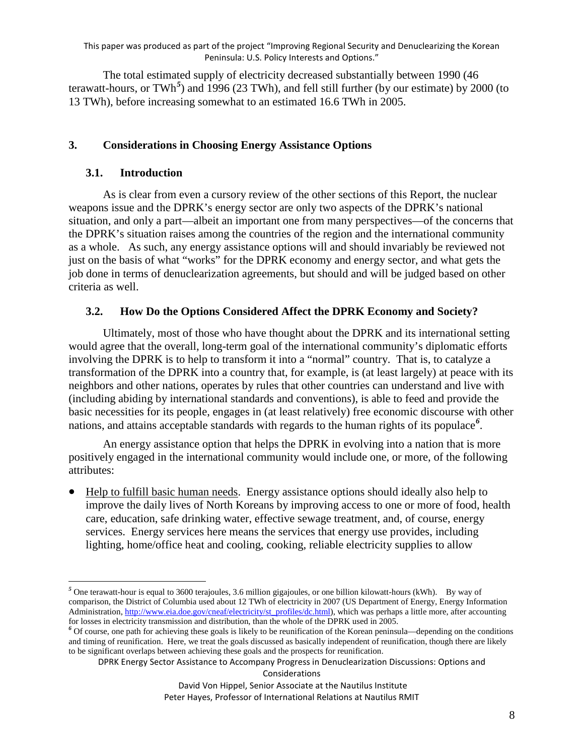The total estimated supply of electricity decreased substantially between 1990 (46 terawatt-hours, or TWh[5]) and 1996 (23 TWh), and fell still further (by our estimate) by 2000 (to 13 TWh), before increasing somewhat to an estimated 16.6 TWh in 2005.

## 3. Considerations in Choosing Energy Assistance Options

### 3.1. Introduction

As is clear from even a cursory review of the other sections of this Report, the nuclear weapons issue and the DPRK's energy sector are only two aspects of the DPRK's national situation, and only a part—albeit an important one from many perspectives—of the concerns that the DPRK's situation raises among the countries of the region and the international community as a whole. As such, any energy assistance options will and should invariably be reviewed not just on the basis of what "works" for the DPRK economy and energy sector, and what gets the job done in terms of denuclearization agreements, but should and will be judged based on other criteria as well.

### 3.2. How Do the Options Considered Affect the DPRK Economy and Society?

Ultimately, most of those who have thought about the DPRK and its international setting would agree that the overall, long-term goal of the international community's diplomatic efforts involving the DPRK is to help to transform it into a "normal" country. That is, to catalyze a transformation of the DPRK into a country that, for example, is (at least largely) at peace with its neighbors and other nations, operates by rules that other countries can understand and live with (including abiding by international standards and conventions), is able to feed and provide the basic necessities for its people, engages in (at least relatively) free economic discourse with other nations, and attains acceptable standards with regards to the human rights of its populace[6].

An energy assistance option that helps the DPRK in evolving into a nation that is more positively engaged in the international community would include one, or more, of the following attributes:

- Help to fulfill basic human needs. Energy assistance options should ideally also help to improve the daily lives of North Koreans by improving access to one or more of food, health care, education, safe drinking water, effective sewage treatment, and, of course, energy services. Energy services here means the services that energy use provides, including lighting, home/office heat and cooling, cooking, reliable electricity supplies to allow

---

[5] One terawatt-hour is equal to 3600 terajoules, 3.6 million gigajoules, or one billion kilowatt-hours (kWh). By way of comparison, the District of Columbia used about 12 TWh of electricity in 2007 (US Department of Energy, Energy Information Administration, http://www.eia.doe.gov/cneaf/electricity/st_profiles/dc.html), which was perhaps a little more, after accounting for losses in electricity transmission and distribution, than the whole of the DPRK used in 2005.

[6] Of course, one path for achieving these goals is likely to be reunification of the Korean peninsula—depending on the conditions and timing of reunification. Here, we treat the goals discussed as basically independent of reunification, though there are likely to be significant overlaps between achieving these goals and the prospects for reunification.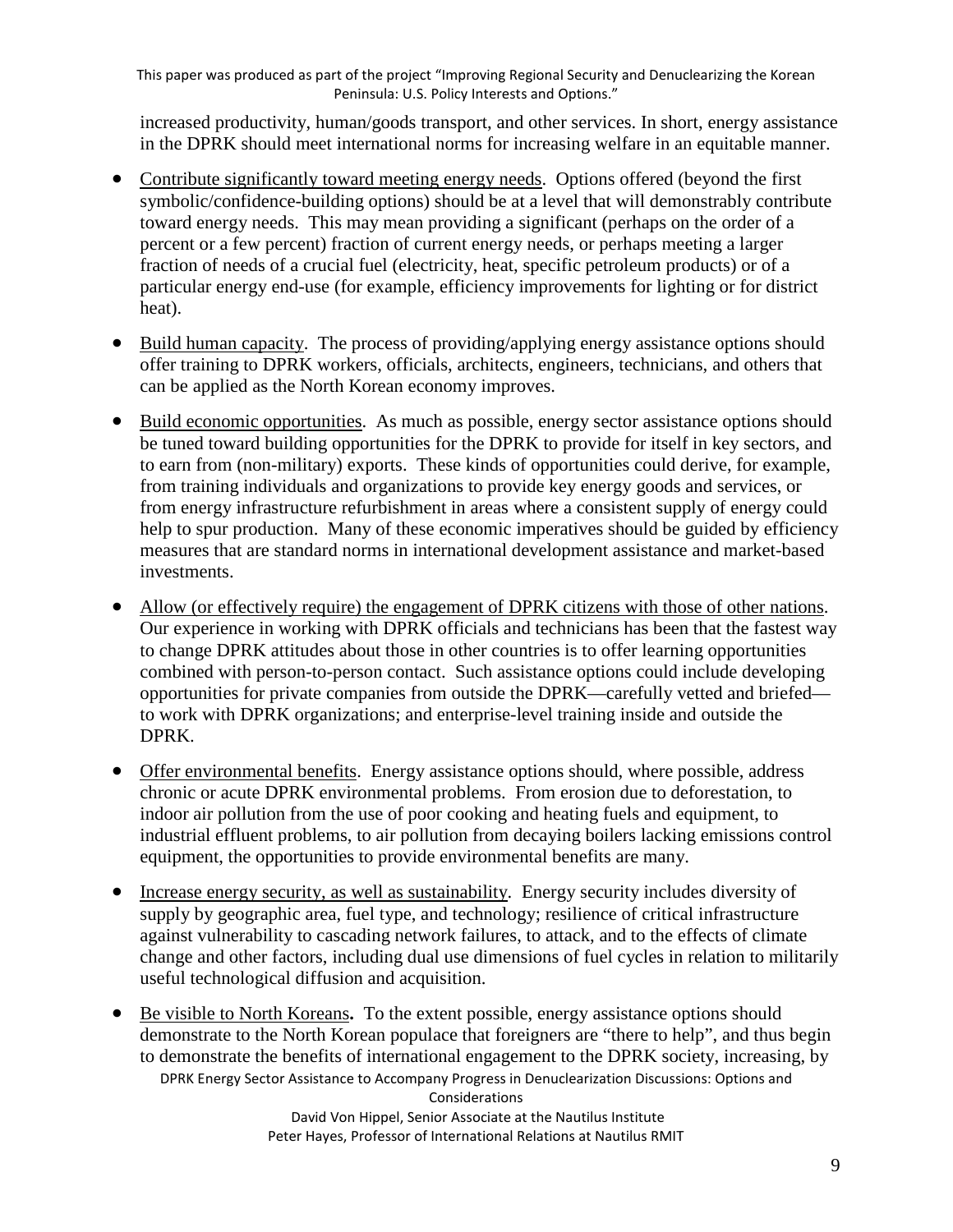increased productivity, human/goods transport, and other services. In short, energy assistance in the DPRK should meet international norms for increasing welfare in an equitable manner.

- Contribute significantly toward meeting energy needs. Options offered (beyond the first symbolic/confidence-building options) should be at a level that will demonstrably contribute toward energy needs. This may mean providing a significant (perhaps on the order of a percent or a few percent) fraction of current energy needs, or perhaps meeting a larger fraction of needs of a crucial fuel (electricity, heat, specific petroleum products) or of a particular energy end-use (for example, efficiency improvements for lighting or for district heat).

- Build human capacity. The process of providing/applying energy assistance options should offer training to DPRK workers, officials, architects, engineers, technicians, and others that can be applied as the North Korean economy improves.

- Build economic opportunities. As much as possible, energy sector assistance options should be tuned toward building opportunities for the DPRK to provide for itself in key sectors, and to earn from (non-military) exports. These kinds of opportunities could derive, for example, from training individuals and organizations to provide key energy goods and services, or from energy infrastructure refurbishment in areas where a consistent supply of energy could help to spur production. Many of these economic imperatives should be guided by efficiency measures that are standard norms in international development assistance and market-based investments.

- Allow (or effectively require) the engagement of DPRK citizens with those of other nations. Our experience in working with DPRK officials and technicians has been that the fastest way to change DPRK attitudes about those in other countries is to offer learning opportunities combined with person-to-person contact. Such assistance options could include developing opportunities for private companies from outside the DPRK—carefully vetted and briefed—to work with DPRK organizations; and enterprise-level training inside and outside the DPRK.

- Offer environmental benefits. Energy assistance options should, where possible, address chronic or acute DPRK environmental problems. From erosion due to deforestation, to indoor air pollution from the use of poor cooking and heating fuels and equipment, to industrial effluent problems, to air pollution from decaying boilers lacking emissions control equipment, the opportunities to provide environmental benefits are many.

- Increase energy security, as well as sustainability. Energy security includes diversity of supply by geographic area, fuel type, and technology; resilience of critical infrastructure against vulnerability to cascading network failures, to attack, and to the effects of climate change and other factors, including dual use dimensions of fuel cycles in relation to militarily useful technological diffusion and acquisition.

- Be visible to North Koreans**.** To the extent possible, energy assistance options should demonstrate to the North Korean populace that foreigners are "there to help", and thus begin to demonstrate the benefits of international engagement to the DPRK society, increasing, by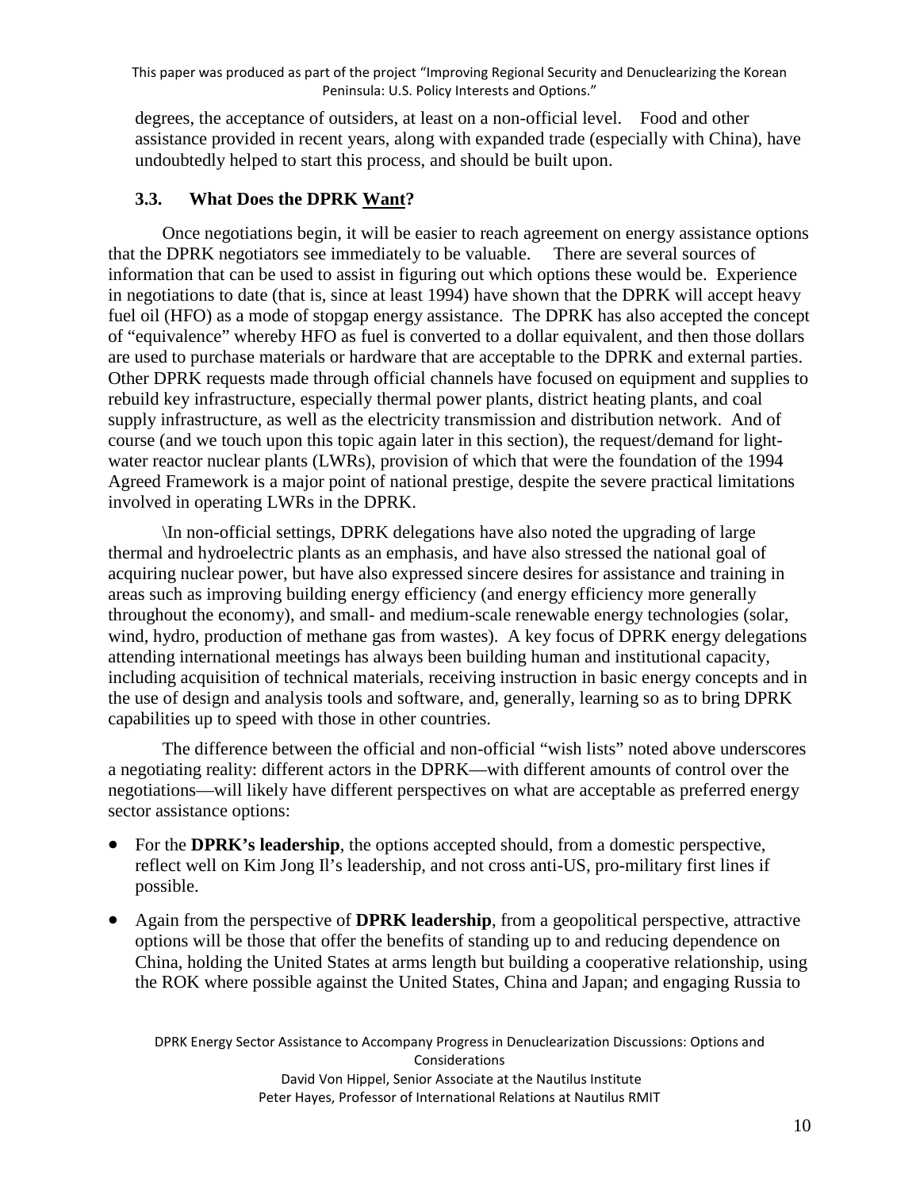degrees, the acceptance of outsiders, at least on a non-official level. Food and other assistance provided in recent years, along with expanded trade (especially with China), have undoubtedly helped to start this process, and should be built upon.

### 3.3. What Does the DPRK <u>Want</u>?

Once negotiations begin, it will be easier to reach agreement on energy assistance options that the DPRK negotiators see immediately to be valuable. There are several sources of information that can be used to assist in figuring out which options these would be. Experience in negotiations to date (that is, since at least 1994) have shown that the DPRK will accept heavy fuel oil (HFO) as a mode of stopgap energy assistance. The DPRK has also accepted the concept of "equivalence" whereby HFO as fuel is converted to a dollar equivalent, and then those dollars are used to purchase materials or hardware that are acceptable to the DPRK and external parties. Other DPRK requests made through official channels have focused on equipment and supplies to rebuild key infrastructure, especially thermal power plants, district heating plants, and coal supply infrastructure, as well as the electricity transmission and distribution network. And of course (and we touch upon this topic again later in this section), the request/demand for light-water reactor nuclear plants (LWRs), provision of which that were the foundation of the 1994 Agreed Framework is a major point of national prestige, despite the severe practical limitations involved in operating LWRs in the DPRK.

\In non-official settings, DPRK delegations have also noted the upgrading of large thermal and hydroelectric plants as an emphasis, and have also stressed the national goal of acquiring nuclear power, but have also expressed sincere desires for assistance and training in areas such as improving building energy efficiency (and energy efficiency more generally throughout the economy), and small- and medium-scale renewable energy technologies (solar, wind, hydro, production of methane gas from wastes). A key focus of DPRK energy delegations attending international meetings has always been building human and institutional capacity, including acquisition of technical materials, receiving instruction in basic energy concepts and in the use of design and analysis tools and software, and, generally, learning so as to bring DPRK capabilities up to speed with those in other countries.

The difference between the official and non-official "wish lists" noted above underscores a negotiating reality: different actors in the DPRK—with different amounts of control over the negotiations—will likely have different perspectives on what are acceptable as preferred energy sector assistance options:

- For the **DPRK's leadership**, the options accepted should, from a domestic perspective, reflect well on Kim Jong Il's leadership, and not cross anti-US, pro-military first lines if possible.
- Again from the perspective of **DPRK leadership**, from a geopolitical perspective, attractive options will be those that offer the benefits of standing up to and reducing dependence on China, holding the United States at arms length but building a cooperative relationship, using the ROK where possible against the United States, China and Japan; and engaging Russia to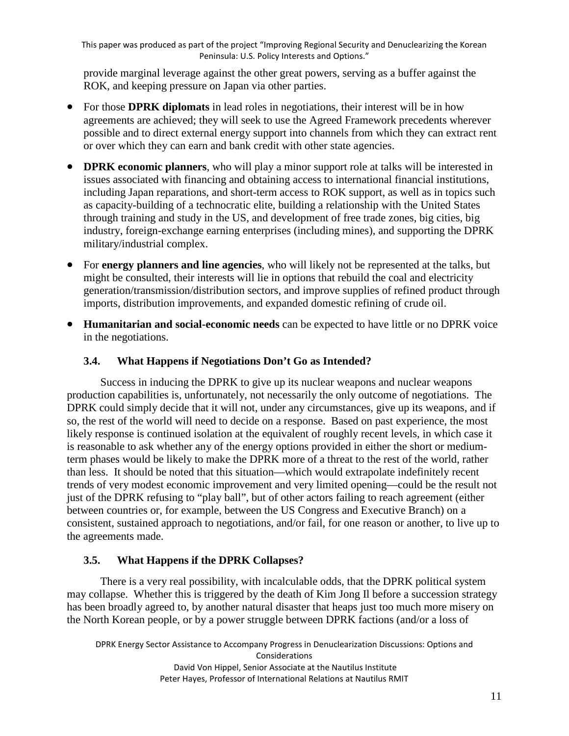provide marginal leverage against the other great powers, serving as a buffer against the ROK, and keeping pressure on Japan via other parties.

- For those **DPRK diplomats** in lead roles in negotiations, their interest will be in how agreements are achieved; they will seek to use the Agreed Framework precedents wherever possible and to direct external energy support into channels from which they can extract rent or over which they can earn and bank credit with other state agencies.
- **DPRK economic planners**, who will play a minor support role at talks will be interested in issues associated with financing and obtaining access to international financial institutions, including Japan reparations, and short-term access to ROK support, as well as in topics such as capacity-building of a technocratic elite, building a relationship with the United States through training and study in the US, and development of free trade zones, big cities, big industry, foreign-exchange earning enterprises (including mines), and supporting the DPRK military/industrial complex.
- For **energy planners and line agencies**, who will likely not be represented at the talks, but might be consulted, their interests will lie in options that rebuild the coal and electricity generation/transmission/distribution sectors, and improve supplies of refined product through imports, distribution improvements, and expanded domestic refining of crude oil.
- **Humanitarian and social-economic needs** can be expected to have little or no DPRK voice in the negotiations.

### 3.4. What Happens if Negotiations Don't Go as Intended?

Success in inducing the DPRK to give up its nuclear weapons and nuclear weapons production capabilities is, unfortunately, not necessarily the only outcome of negotiations. The DPRK could simply decide that it will not, under any circumstances, give up its weapons, and if so, the rest of the world will need to decide on a response. Based on past experience, the most likely response is continued isolation at the equivalent of roughly recent levels, in which case it is reasonable to ask whether any of the energy options provided in either the short or medium-term phases would be likely to make the DPRK more of a threat to the rest of the world, rather than less. It should be noted that this situation—which would extrapolate indefinitely recent trends of very modest economic improvement and very limited opening—could be the result not just of the DPRK refusing to "play ball", but of other actors failing to reach agreement (either between countries or, for example, between the US Congress and Executive Branch) on a consistent, sustained approach to negotiations, and/or fail, for one reason or another, to live up to the agreements made.

### 3.5. What Happens if the DPRK Collapses?

There is a very real possibility, with incalculable odds, that the DPRK political system may collapse. Whether this is triggered by the death of Kim Jong Il before a succession strategy has been broadly agreed to, by another natural disaster that heaps just too much more misery on the North Korean people, or by a power struggle between DPRK factions (and/or a loss of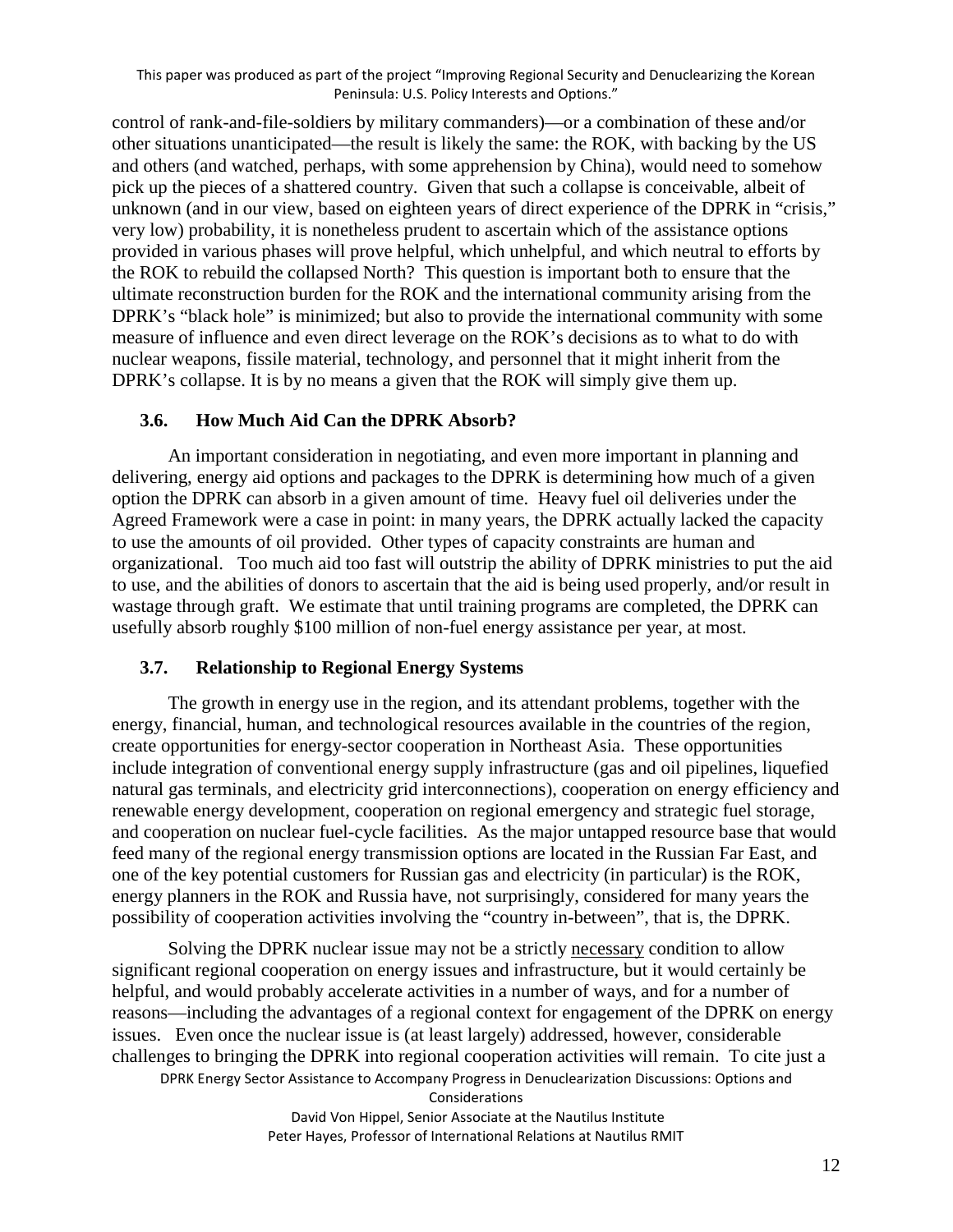control of rank-and-file-soldiers by military commanders)—or a combination of these and/or other situations unanticipated—the result is likely the same: the ROK, with backing by the US and others (and watched, perhaps, with some apprehension by China), would need to somehow pick up the pieces of a shattered country. Given that such a collapse is conceivable, albeit of unknown (and in our view, based on eighteen years of direct experience of the DPRK in "crisis," very low) probability, it is nonetheless prudent to ascertain which of the assistance options provided in various phases will prove helpful, which unhelpful, and which neutral to efforts by the ROK to rebuild the collapsed North? This question is important both to ensure that the ultimate reconstruction burden for the ROK and the international community arising from the DPRK's "black hole" is minimized; but also to provide the international community with some measure of influence and even direct leverage on the ROK's decisions as to what to do with nuclear weapons, fissile material, technology, and personnel that it might inherit from the DPRK's collapse. It is by no means a given that the ROK will simply give them up.

### 3.6. How Much Aid Can the DPRK Absorb?

An important consideration in negotiating, and even more important in planning and delivering, energy aid options and packages to the DPRK is determining how much of a given option the DPRK can absorb in a given amount of time. Heavy fuel oil deliveries under the Agreed Framework were a case in point: in many years, the DPRK actually lacked the capacity to use the amounts of oil provided. Other types of capacity constraints are human and organizational. Too much aid too fast will outstrip the ability of DPRK ministries to put the aid to use, and the abilities of donors to ascertain that the aid is being used properly, and/or result in wastage through graft. We estimate that until training programs are completed, the DPRK can usefully absorb roughly $100 million of non-fuel energy assistance per year, at most.

### 3.7. Relationship to Regional Energy Systems

The growth in energy use in the region, and its attendant problems, together with the energy, financial, human, and technological resources available in the countries of the region, create opportunities for energy-sector cooperation in Northeast Asia. These opportunities include integration of conventional energy supply infrastructure (gas and oil pipelines, liquefied natural gas terminals, and electricity grid interconnections), cooperation on energy efficiency and renewable energy development, cooperation on regional emergency and strategic fuel storage, and cooperation on nuclear fuel-cycle facilities. As the major untapped resource base that would feed many of the regional energy transmission options are located in the Russian Far East, and one of the key potential customers for Russian gas and electricity (in particular) is the ROK, energy planners in the ROK and Russia have, not surprisingly, considered for many years the possibility of cooperation activities involving the "country in-between", that is, the DPRK.

Solving the DPRK nuclear issue may not be a strictly necessary condition to allow significant regional cooperation on energy issues and infrastructure, but it would certainly be helpful, and would probably accelerate activities in a number of ways, and for a number of reasons—including the advantages of a regional context for engagement of the DPRK on energy issues. Even once the nuclear issue is (at least largely) addressed, however, considerable challenges to bringing the DPRK into regional cooperation activities will remain. To cite just a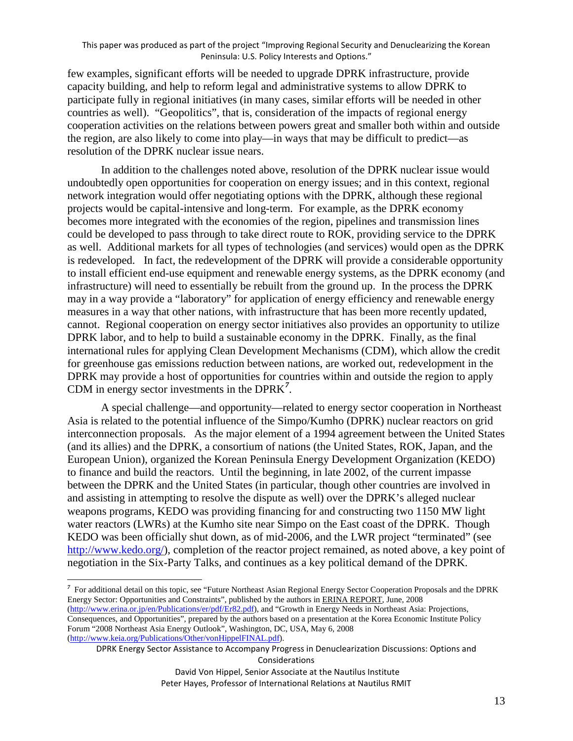few examples, significant efforts will be needed to upgrade DPRK infrastructure, provide capacity building, and help to reform legal and administrative systems to allow DPRK to participate fully in regional initiatives (in many cases, similar efforts will be needed in other countries as well). "Geopolitics", that is, consideration of the impacts of regional energy cooperation activities on the relations between powers great and smaller both within and outside the region, are also likely to come into play—in ways that may be difficult to predict—as resolution of the DPRK nuclear issue nears.

In addition to the challenges noted above, resolution of the DPRK nuclear issue would undoubtedly open opportunities for cooperation on energy issues; and in this context, regional network integration would offer negotiating options with the DPRK, although these regional projects would be capital-intensive and long-term. For example, as the DPRK economy becomes more integrated with the economies of the region, pipelines and transmission lines could be developed to pass through to take direct route to ROK, providing service to the DPRK as well. Additional markets for all types of technologies (and services) would open as the DPRK is redeveloped. In fact, the redevelopment of the DPRK will provide a considerable opportunity to install efficient end-use equipment and renewable energy systems, as the DPRK economy (and infrastructure) will need to essentially be rebuilt from the ground up. In the process the DPRK may in a way provide a "laboratory" for application of energy efficiency and renewable energy measures in a way that other nations, with infrastructure that has been more recently updated, cannot. Regional cooperation on energy sector initiatives also provides an opportunity to utilize DPRK labor, and to help to build a sustainable economy in the DPRK. Finally, as the final international rules for applying Clean Development Mechanisms (CDM), which allow the credit for greenhouse gas emissions reduction between nations, are worked out, redevelopment in the DPRK may provide a host of opportunities for countries within and outside the region to apply CDM in energy sector investments in the DPRK[7].

A special challenge—and opportunity—related to energy sector cooperation in Northeast Asia is related to the potential influence of the Simpo/Kumho (DPRK) nuclear reactors on grid interconnection proposals. As the major element of a 1994 agreement between the United States (and its allies) and the DPRK, a consortium of nations (the United States, ROK, Japan, and the European Union), organized the Korean Peninsula Energy Development Organization (KEDO) to finance and build the reactors. Until the beginning, in late 2002, of the current impasse between the DPRK and the United States (in particular, though other countries are involved in and assisting in attempting to resolve the dispute as well) over the DPRK's alleged nuclear weapons programs, KEDO was providing financing for and constructing two 1150 MW light water reactors (LWRs) at the Kumho site near Simpo on the East coast of the DPRK. Though KEDO was been officially shut down, as of mid-2006, and the LWR project "terminated" (see http://www.kedo.org/), completion of the reactor project remained, as noted above, a key point of negotiation in the Six-Party Talks, and continues as a key political demand of the DPRK.

---

[7] For additional detail on this topic, see "Future Northeast Asian Regional Energy Sector Cooperation Proposals and the DPRK Energy Sector: Opportunities and Constraints", published by the authors in ERINA REPORT, June, 2008 (http://www.erina.or.jp/en/Publications/er/pdf/Er82.pdf), and "Growth in Energy Needs in Northeast Asia: Projections, Consequences, and Opportunities", prepared by the authors based on a presentation at the Korea Economic Institute Policy Forum "2008 Northeast Asia Energy Outlook", Washington, DC, USA, May 6, 2008 (http://www.keia.org/Publications/Other/vonHippelFINAL.pdf).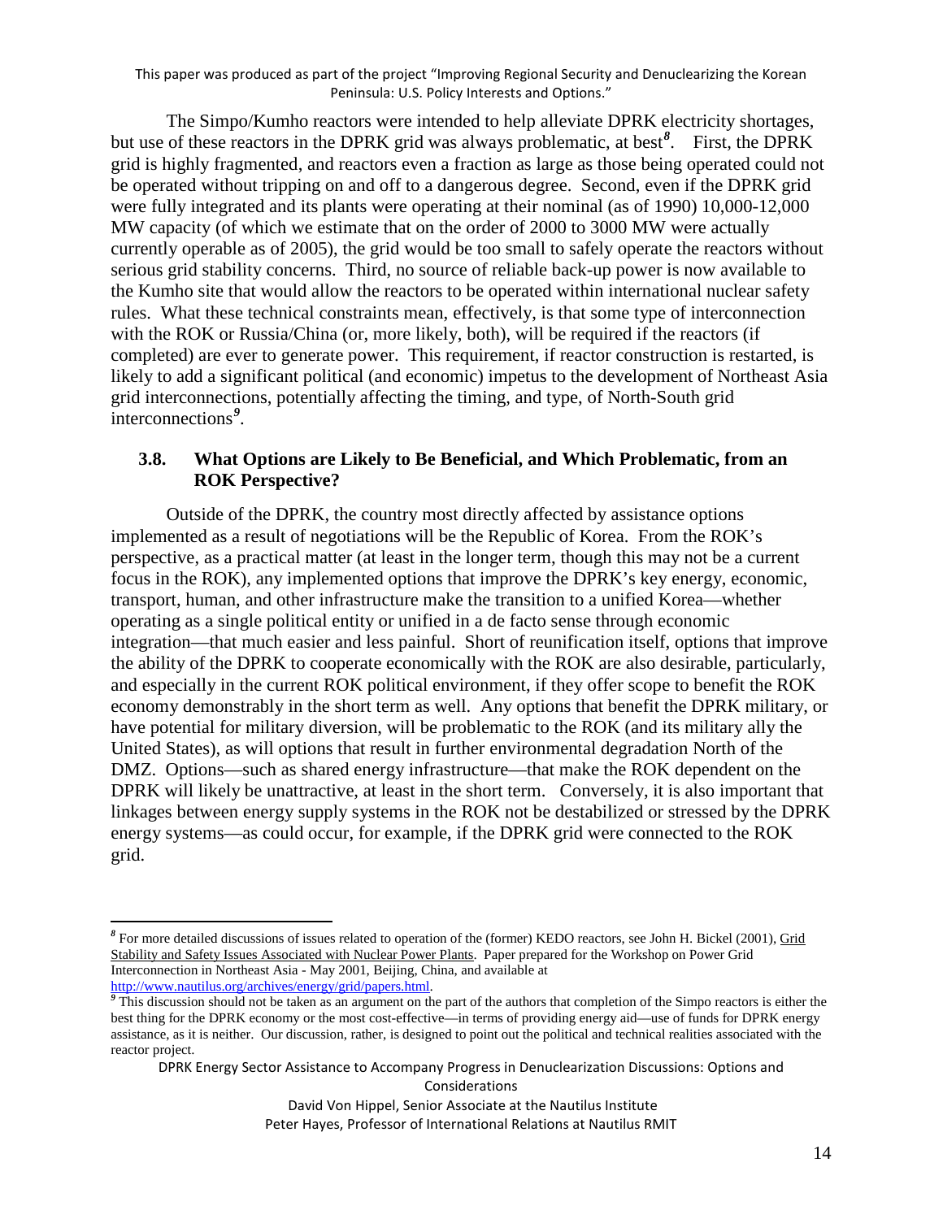The Simpo/Kumho reactors were intended to help alleviate DPRK electricity shortages, but use of these reactors in the DPRK grid was always problematic, at best[8]. First, the DPRK grid is highly fragmented, and reactors even a fraction as large as those being operated could not be operated without tripping on and off to a dangerous degree. Second, even if the DPRK grid were fully integrated and its plants were operating at their nominal (as of 1990) 10,000-12,000 MW capacity (of which we estimate that on the order of 2000 to 3000 MW were actually currently operable as of 2005), the grid would be too small to safely operate the reactors without serious grid stability concerns. Third, no source of reliable back-up power is now available to the Kumho site that would allow the reactors to be operated within international nuclear safety rules. What these technical constraints mean, effectively, is that some type of interconnection with the ROK or Russia/China (or, more likely, both), will be required if the reactors (if completed) are ever to generate power. This requirement, if reactor construction is restarted, is likely to add a significant political (and economic) impetus to the development of Northeast Asia grid interconnections, potentially affecting the timing, and type, of North-South grid interconnections[9].

### 3.8. What Options are Likely to Be Beneficial, and Which Problematic, from an ROK Perspective?

Outside of the DPRK, the country most directly affected by assistance options implemented as a result of negotiations will be the Republic of Korea. From the ROK's perspective, as a practical matter (at least in the longer term, though this may not be a current focus in the ROK), any implemented options that improve the DPRK's key energy, economic, transport, human, and other infrastructure make the transition to a unified Korea—whether operating as a single political entity or unified in a de facto sense through economic integration—that much easier and less painful. Short of reunification itself, options that improve the ability of the DPRK to cooperate economically with the ROK are also desirable, particularly, and especially in the current ROK political environment, if they offer scope to benefit the ROK economy demonstrably in the short term as well. Any options that benefit the DPRK military, or have potential for military diversion, will be problematic to the ROK (and its military ally the United States), as will options that result in further environmental degradation North of the DMZ. Options—such as shared energy infrastructure—that make the ROK dependent on the DPRK will likely be unattractive, at least in the short term. Conversely, it is also important that linkages between energy supply systems in the ROK not be destabilized or stressed by the DPRK energy systems—as could occur, for example, if the DPRK grid were connected to the ROK grid.

---

[8] For more detailed discussions of issues related to operation of the (former) KEDO reactors, see John H. Bickel (2001), Grid Stability and Safety Issues Associated with Nuclear Power Plants. Paper prepared for the Workshop on Power Grid Interconnection in Northeast Asia - May 2001, Beijing, China, and available at http://www.nautilus.org/archives/energy/grid/papers.html.

[9] This discussion should not be taken as an argument on the part of the authors that completion of the Simpo reactors is either the best thing for the DPRK economy or the most cost-effective—in terms of providing energy aid—use of funds for DPRK energy assistance, as it is neither. Our discussion, rather, is designed to point out the political and technical realities associated with the reactor project.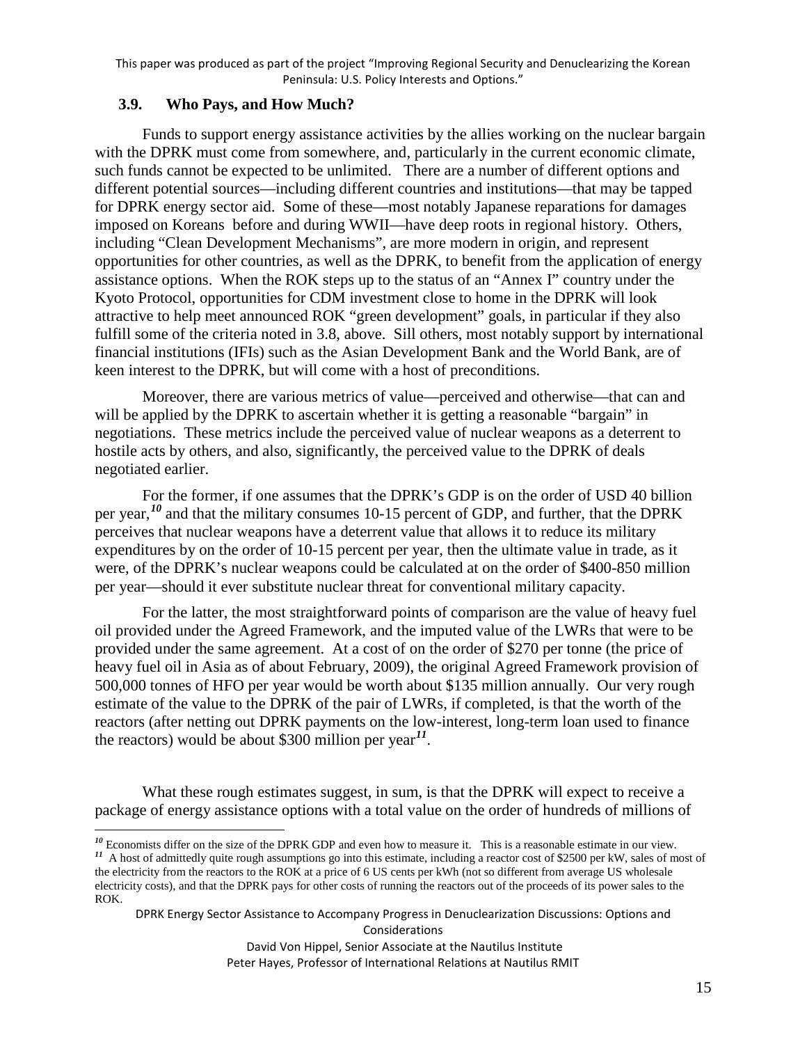### 3.9. Who Pays, and How Much?

Funds to support energy assistance activities by the allies working on the nuclear bargain with the DPRK must come from somewhere, and, particularly in the current economic climate, such funds cannot be expected to be unlimited. There are a number of different options and different potential sources—including different countries and institutions—that may be tapped for DPRK energy sector aid. Some of these—most notably Japanese reparations for damages imposed on Koreans before and during WWII—have deep roots in regional history. Others, including "Clean Development Mechanisms", are more modern in origin, and represent opportunities for other countries, as well as the DPRK, to benefit from the application of energy assistance options. When the ROK steps up to the status of an "Annex I" country under the Kyoto Protocol, opportunities for CDM investment close to home in the DPRK will look attractive to help meet announced ROK "green development" goals, in particular if they also fulfill some of the criteria noted in 3.8, above. Sill others, most notably support by international financial institutions (IFIs) such as the Asian Development Bank and the World Bank, are of keen interest to the DPRK, but will come with a host of preconditions.

Moreover, there are various metrics of value—perceived and otherwise—that can and will be applied by the DPRK to ascertain whether it is getting a reasonable "bargain" in negotiations. These metrics include the perceived value of nuclear weapons as a deterrent to hostile acts by others, and also, significantly, the perceived value to the DPRK of deals negotiated earlier.

For the former, if one assumes that the DPRK's GDP is on the order of USD 40 billion per year,[10] and that the military consumes 10-15 percent of GDP, and further, that the DPRK perceives that nuclear weapons have a deterrent value that allows it to reduce its military expenditures by on the order of 10-15 percent per year, then the ultimate value in trade, as it were, of the DPRK's nuclear weapons could be calculated at on the order of $400-850 million per year—should it ever substitute nuclear threat for conventional military capacity.

For the latter, the most straightforward points of comparison are the value of heavy fuel oil provided under the Agreed Framework, and the imputed value of the LWRs that were to be provided under the same agreement. At a cost of on the order of $270 per tonne (the price of heavy fuel oil in Asia as of about February, 2009), the original Agreed Framework provision of 500,000 tonnes of HFO per year would be worth about $135 million annually. Our very rough estimate of the value to the DPRK of the pair of LWRs, if completed, is that the worth of the reactors (after netting out DPRK payments on the low-interest, long-term loan used to finance the reactors) would be about $300 million per year[11].

What these rough estimates suggest, in sum, is that the DPRK will expect to receive a package of energy assistance options with a total value on the order of hundreds of millions of

---

[10] Economists differ on the size of the DPRK GDP and even how to measure it. This is a reasonable estimate in our view.

[11] A host of admittedly quite rough assumptions go into this estimate, including a reactor cost of $2500 per kW, sales of most of the electricity from the reactors to the ROK at a price of 6 US cents per kWh (not so different from average US wholesale electricity costs), and that the DPRK pays for other costs of running the reactors out of the proceeds of its power sales to the ROK.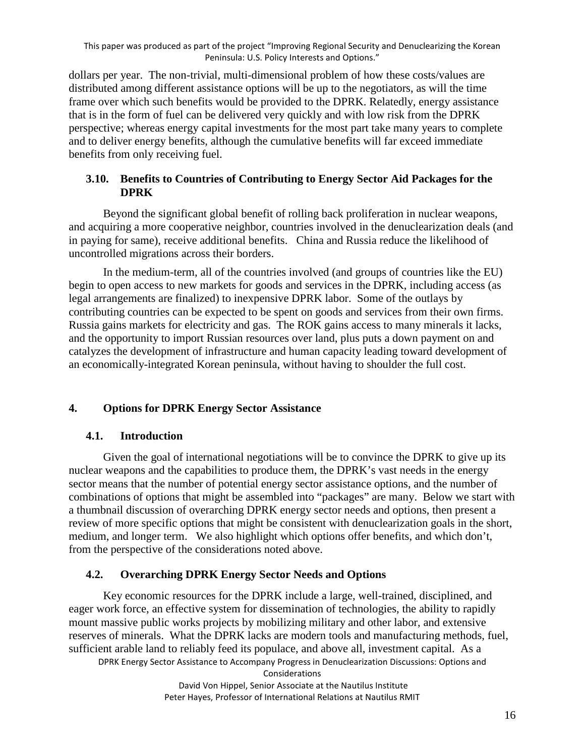dollars per year. The non-trivial, multi-dimensional problem of how these costs/values are distributed among different assistance options will be up to the negotiators, as will the time frame over which such benefits would be provided to the DPRK. Relatedly, energy assistance that is in the form of fuel can be delivered very quickly and with low risk from the DPRK perspective; whereas energy capital investments for the most part take many years to complete and to deliver energy benefits, although the cumulative benefits will far exceed immediate benefits from only receiving fuel.

### 3.10. Benefits to Countries of Contributing to Energy Sector Aid Packages for the DPRK

Beyond the significant global benefit of rolling back proliferation in nuclear weapons, and acquiring a more cooperative neighbor, countries involved in the denuclearization deals (and in paying for same), receive additional benefits. China and Russia reduce the likelihood of uncontrolled migrations across their borders.

In the medium-term, all of the countries involved (and groups of countries like the EU) begin to open access to new markets for goods and services in the DPRK, including access (as legal arrangements are finalized) to inexpensive DPRK labor. Some of the outlays by contributing countries can be expected to be spent on goods and services from their own firms. Russia gains markets for electricity and gas. The ROK gains access to many minerals it lacks, and the opportunity to import Russian resources over land, plus puts a down payment on and catalyzes the development of infrastructure and human capacity leading toward development of an economically-integrated Korean peninsula, without having to shoulder the full cost.

## 4. Options for DPRK Energy Sector Assistance

### 4.1. Introduction

Given the goal of international negotiations will be to convince the DPRK to give up its nuclear weapons and the capabilities to produce them, the DPRK's vast needs in the energy sector means that the number of potential energy sector assistance options, and the number of combinations of options that might be assembled into "packages" are many. Below we start with a thumbnail discussion of overarching DPRK energy sector needs and options, then present a review of more specific options that might be consistent with denuclearization goals in the short, medium, and longer term. We also highlight which options offer benefits, and which don't, from the perspective of the considerations noted above.

### 4.2. Overarching DPRK Energy Sector Needs and Options

Key economic resources for the DPRK include a large, well-trained, disciplined, and eager work force, an effective system for dissemination of technologies, the ability to rapidly mount massive public works projects by mobilizing military and other labor, and extensive reserves of minerals. What the DPRK lacks are modern tools and manufacturing methods, fuel, sufficient arable land to reliably feed its populace, and above all, investment capital. As a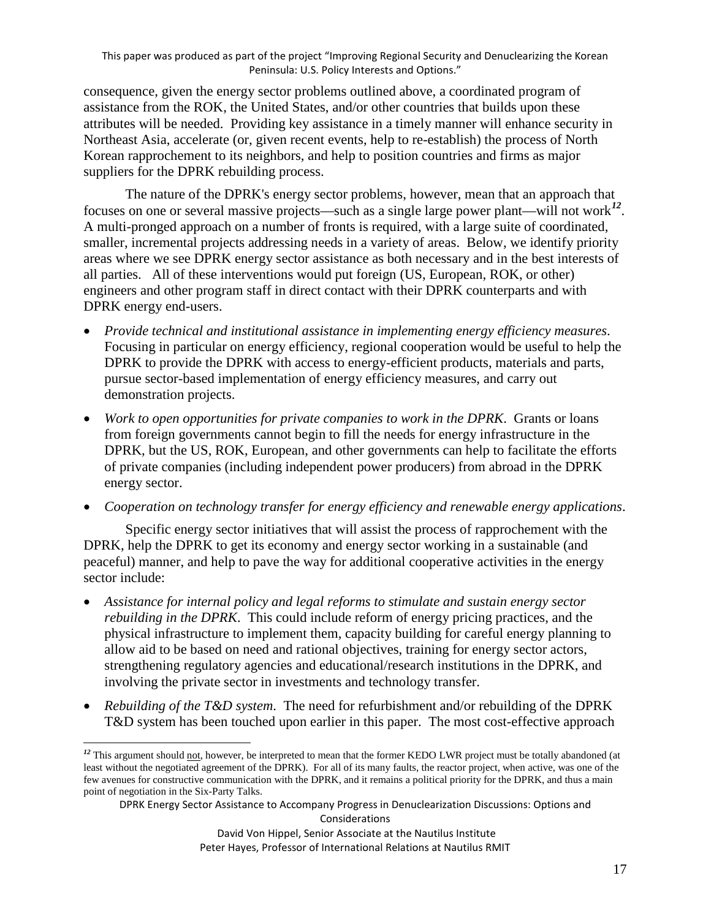consequence, given the energy sector problems outlined above, a coordinated program of assistance from the ROK, the United States, and/or other countries that builds upon these attributes will be needed. Providing key assistance in a timely manner will enhance security in Northeast Asia, accelerate (or, given recent events, help to re-establish) the process of North Korean rapprochement to its neighbors, and help to position countries and firms as major suppliers for the DPRK rebuilding process.

The nature of the DPRK's energy sector problems, however, mean that an approach that focuses on one or several massive projects—such as a single large power plant—will not work[12]. A multi-pronged approach on a number of fronts is required, with a large suite of coordinated, smaller, incremental projects addressing needs in a variety of areas. Below, we identify priority areas where we see DPRK energy sector assistance as both necessary and in the best interests of all parties. All of these interventions would put foreign (US, European, ROK, or other) engineers and other program staff in direct contact with their DPRK counterparts and with DPRK energy end-users.

- *Provide technical and institutional assistance in implementing energy efficiency measures*. Focusing in particular on energy efficiency, regional cooperation would be useful to help the DPRK to provide the DPRK with access to energy-efficient products, materials and parts, pursue sector-based implementation of energy efficiency measures, and carry out demonstration projects.
- *Work to open opportunities for private companies to work in the DPRK*. Grants or loans from foreign governments cannot begin to fill the needs for energy infrastructure in the DPRK, but the US, ROK, European, and other governments can help to facilitate the efforts of private companies (including independent power producers) from abroad in the DPRK energy sector.
- *Cooperation on technology transfer for energy efficiency and renewable energy applications*.

Specific energy sector initiatives that will assist the process of rapprochement with the DPRK, help the DPRK to get its economy and energy sector working in a sustainable (and peaceful) manner, and help to pave the way for additional cooperative activities in the energy sector include:

- *Assistance for internal policy and legal reforms to stimulate and sustain energy sector rebuilding in the DPRK*. This could include reform of energy pricing practices, and the physical infrastructure to implement them, capacity building for careful energy planning to allow aid to be based on need and rational objectives, training for energy sector actors, strengthening regulatory agencies and educational/research institutions in the DPRK, and involving the private sector in investments and technology transfer.
- *Rebuilding of the T&D system*. The need for refurbishment and/or rebuilding of the DPRK T&D system has been touched upon earlier in this paper. The most cost-effective approach

[12] This argument should not, however, be interpreted to mean that the former KEDO LWR project must be totally abandoned (at least without the negotiated agreement of the DPRK). For all of its many faults, the reactor project, when active, was one of the few avenues for constructive communication with the DPRK, and it remains a political priority for the DPRK, and thus a main point of negotiation in the Six-Party Talks.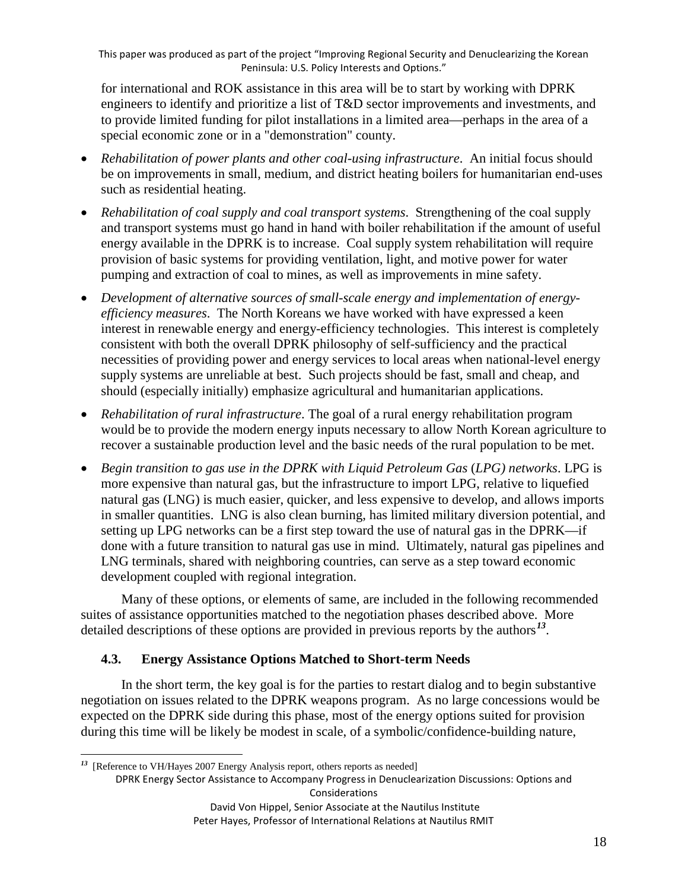for international and ROK assistance in this area will be to start by working with DPRK engineers to identify and prioritize a list of T&D sector improvements and investments, and to provide limited funding for pilot installations in a limited area—perhaps in the area of a special economic zone or in a "demonstration" county.

- *Rehabilitation of power plants and other coal-using infrastructure*. An initial focus should be on improvements in small, medium, and district heating boilers for humanitarian end-uses such as residential heating.
- *Rehabilitation of coal supply and coal transport systems*. Strengthening of the coal supply and transport systems must go hand in hand with boiler rehabilitation if the amount of useful energy available in the DPRK is to increase. Coal supply system rehabilitation will require provision of basic systems for providing ventilation, light, and motive power for water pumping and extraction of coal to mines, as well as improvements in mine safety.
- *Development of alternative sources of small-scale energy and implementation of energy-efficiency measures*. The North Koreans we have worked with have expressed a keen interest in renewable energy and energy-efficiency technologies. This interest is completely consistent with both the overall DPRK philosophy of self-sufficiency and the practical necessities of providing power and energy services to local areas when national-level energy supply systems are unreliable at best. Such projects should be fast, small and cheap, and should (especially initially) emphasize agricultural and humanitarian applications.
- *Rehabilitation of rural infrastructure*. The goal of a rural energy rehabilitation program would be to provide the modern energy inputs necessary to allow North Korean agriculture to recover a sustainable production level and the basic needs of the rural population to be met.
- *Begin transition to gas use in the DPRK with Liquid Petroleum Gas (LPG) networks*. LPG is more expensive than natural gas, but the infrastructure to import LPG, relative to liquefied natural gas (LNG) is much easier, quicker, and less expensive to develop, and allows imports in smaller quantities. LNG is also clean burning, has limited military diversion potential, and setting up LPG networks can be a first step toward the use of natural gas in the DPRK—if done with a future transition to natural gas use in mind. Ultimately, natural gas pipelines and LNG terminals, shared with neighboring countries, can serve as a step toward economic development coupled with regional integration.

Many of these options, or elements of same, are included in the following recommended suites of assistance opportunities matched to the negotiation phases described above. More detailed descriptions of these options are provided in previous reports by the authors[13].

### 4.3. Energy Assistance Options Matched to Short-term Needs

In the short term, the key goal is for the parties to restart dialog and to begin substantive negotiation on issues related to the DPRK weapons program. As no large concessions would be expected on the DPRK side during this phase, most of the energy options suited for provision during this time will be likely be modest in scale, of a symbolic/confidence-building nature,

[13] [Reference to VH/Hayes 2007 Energy Analysis report, others reports as needed]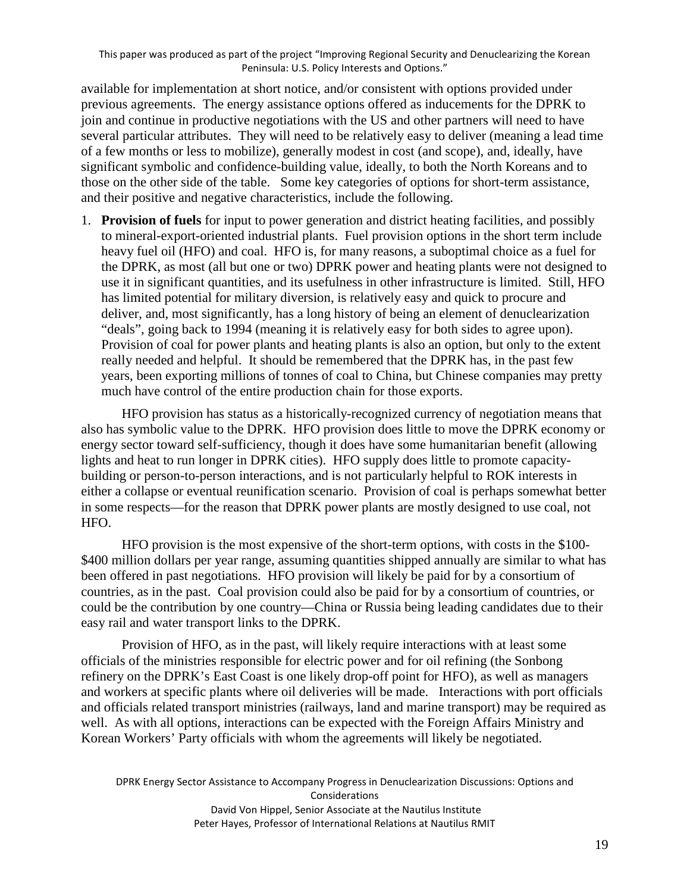available for implementation at short notice, and/or consistent with options provided under previous agreements. The energy assistance options offered as inducements for the DPRK to join and continue in productive negotiations with the US and other partners will need to have several particular attributes. They will need to be relatively easy to deliver (meaning a lead time of a few months or less to mobilize), generally modest in cost (and scope), and, ideally, have significant symbolic and confidence-building value, ideally, to both the North Koreans and to those on the other side of the table. Some key categories of options for short-term assistance, and their positive and negative characteristics, include the following.

1. **Provision of fuels** for input to power generation and district heating facilities, and possibly to mineral-export-oriented industrial plants. Fuel provision options in the short term include heavy fuel oil (HFO) and coal. HFO is, for many reasons, a suboptimal choice as a fuel for the DPRK, as most (all but one or two) DPRK power and heating plants were not designed to use it in significant quantities, and its usefulness in other infrastructure is limited. Still, HFO has limited potential for military diversion, is relatively easy and quick to procure and deliver, and, most significantly, has a long history of being an element of denuclearization "deals", going back to 1994 (meaning it is relatively easy for both sides to agree upon). Provision of coal for power plants and heating plants is also an option, but only to the extent really needed and helpful. It should be remembered that the DPRK has, in the past few years, been exporting millions of tonnes of coal to China, but Chinese companies may pretty much have control of the entire production chain for those exports.

HFO provision has status as a historically-recognized currency of negotiation means that also has symbolic value to the DPRK. HFO provision does little to move the DPRK economy or energy sector toward self-sufficiency, though it does have some humanitarian benefit (allowing lights and heat to run longer in DPRK cities). HFO supply does little to promote capacity-building or person-to-person interactions, and is not particularly helpful to ROK interests in either a collapse or eventual reunification scenario. Provision of coal is perhaps somewhat better in some respects—for the reason that DPRK power plants are mostly designed to use coal, not HFO.

HFO provision is the most expensive of the short-term options, with costs in the \$100-\$400 million dollars per year range, assuming quantities shipped annually are similar to what has been offered in past negotiations. HFO provision will likely be paid for by a consortium of countries, as in the past. Coal provision could also be paid for by a consortium of countries, or could be the contribution by one country—China or Russia being leading candidates due to their easy rail and water transport links to the DPRK.

Provision of HFO, as in the past, will likely require interactions with at least some officials of the ministries responsible for electric power and for oil refining (the Sonbong refinery on the DPRK's East Coast is one likely drop-off point for HFO), as well as managers and workers at specific plants where oil deliveries will be made. Interactions with port officials and officials related transport ministries (railways, land and marine transport) may be required as well. As with all options, interactions can be expected with the Foreign Affairs Ministry and Korean Workers' Party officials with whom the agreements will likely be negotiated.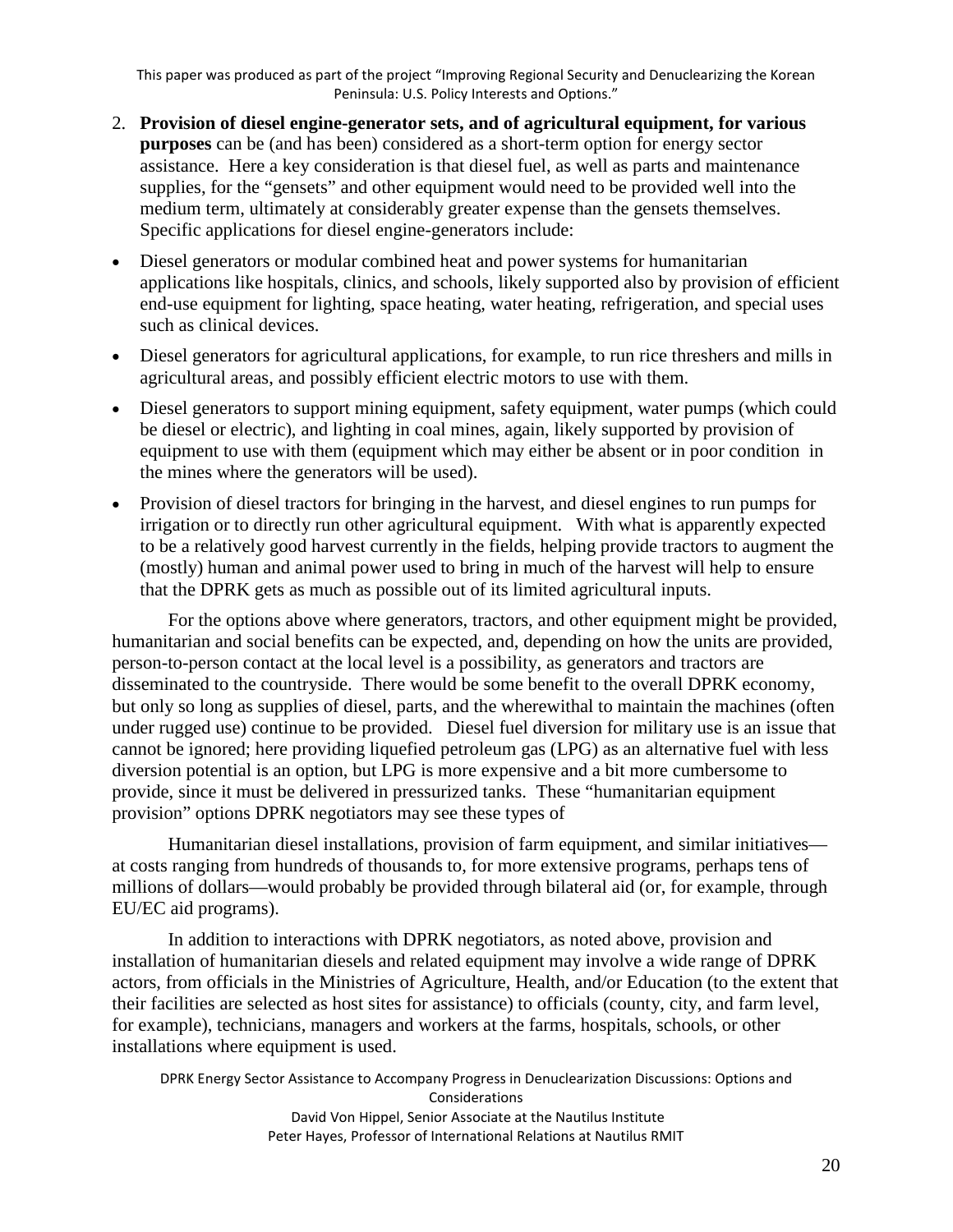2. **Provision of diesel engine-generator sets, and of agricultural equipment, for various purposes** can be (and has been) considered as a short-term option for energy sector assistance. Here a key consideration is that diesel fuel, as well as parts and maintenance supplies, for the "gensets" and other equipment would need to be provided well into the medium term, ultimately at considerably greater expense than the gensets themselves. Specific applications for diesel engine-generators include:

- Diesel generators or modular combined heat and power systems for humanitarian applications like hospitals, clinics, and schools, likely supported also by provision of efficient end-use equipment for lighting, space heating, water heating, refrigeration, and special uses such as clinical devices.
- Diesel generators for agricultural applications, for example, to run rice threshers and mills in agricultural areas, and possibly efficient electric motors to use with them.
- Diesel generators to support mining equipment, safety equipment, water pumps (which could be diesel or electric), and lighting in coal mines, again, likely supported by provision of equipment to use with them (equipment which may either be absent or in poor condition in the mines where the generators will be used).
- Provision of diesel tractors for bringing in the harvest, and diesel engines to run pumps for irrigation or to directly run other agricultural equipment. With what is apparently expected to be a relatively good harvest currently in the fields, helping provide tractors to augment the (mostly) human and animal power used to bring in much of the harvest will help to ensure that the DPRK gets as much as possible out of its limited agricultural inputs.

For the options above where generators, tractors, and other equipment might be provided, humanitarian and social benefits can be expected, and, depending on how the units are provided, person-to-person contact at the local level is a possibility, as generators and tractors are disseminated to the countryside. There would be some benefit to the overall DPRK economy, but only so long as supplies of diesel, parts, and the wherewithal to maintain the machines (often under rugged use) continue to be provided. Diesel fuel diversion for military use is an issue that cannot be ignored; here providing liquefied petroleum gas (LPG) as an alternative fuel with less diversion potential is an option, but LPG is more expensive and a bit more cumbersome to provide, since it must be delivered in pressurized tanks. These "humanitarian equipment provision" options DPRK negotiators may see these types of

Humanitarian diesel installations, provision of farm equipment, and similar initiatives—at costs ranging from hundreds of thousands to, for more extensive programs, perhaps tens of millions of dollars—would probably be provided through bilateral aid (or, for example, through EU/EC aid programs).

In addition to interactions with DPRK negotiators, as noted above, provision and installation of humanitarian diesels and related equipment may involve a wide range of DPRK actors, from officials in the Ministries of Agriculture, Health, and/or Education (to the extent that their facilities are selected as host sites for assistance) to officials (county, city, and farm level, for example), technicians, managers and workers at the farms, hospitals, schools, or other installations where equipment is used.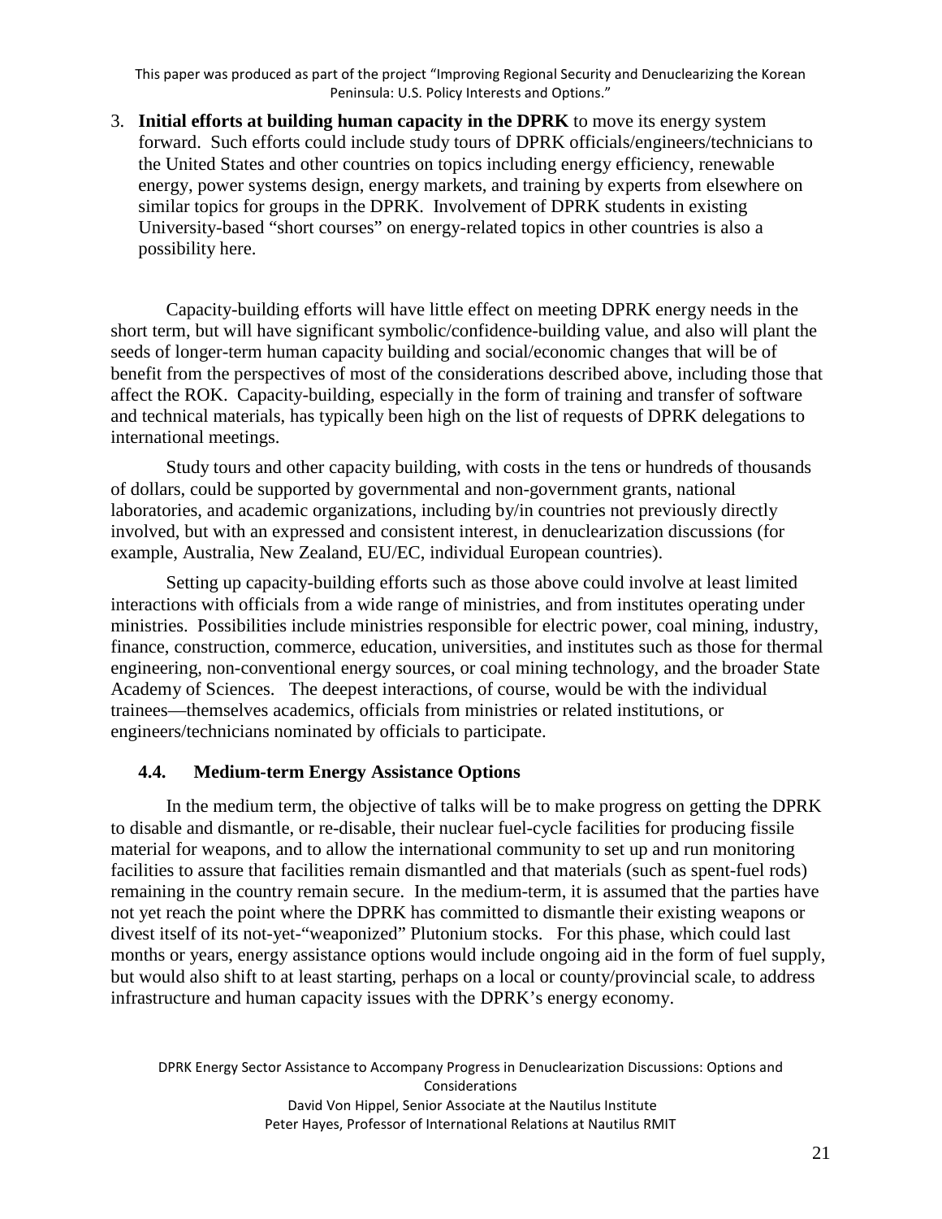3. **Initial efforts at building human capacity in the DPRK** to move its energy system forward. Such efforts could include study tours of DPRK officials/engineers/technicians to the United States and other countries on topics including energy efficiency, renewable energy, power systems design, energy markets, and training by experts from elsewhere on similar topics for groups in the DPRK. Involvement of DPRK students in existing University-based "short courses" on energy-related topics in other countries is also a possibility here.

Capacity-building efforts will have little effect on meeting DPRK energy needs in the short term, but will have significant symbolic/confidence-building value, and also will plant the seeds of longer-term human capacity building and social/economic changes that will be of benefit from the perspectives of most of the considerations described above, including those that affect the ROK. Capacity-building, especially in the form of training and transfer of software and technical materials, has typically been high on the list of requests of DPRK delegations to international meetings.

Study tours and other capacity building, with costs in the tens or hundreds of thousands of dollars, could be supported by governmental and non-government grants, national laboratories, and academic organizations, including by/in countries not previously directly involved, but with an expressed and consistent interest, in denuclearization discussions (for example, Australia, New Zealand, EU/EC, individual European countries).

Setting up capacity-building efforts such as those above could involve at least limited interactions with officials from a wide range of ministries, and from institutes operating under ministries. Possibilities include ministries responsible for electric power, coal mining, industry, finance, construction, commerce, education, universities, and institutes such as those for thermal engineering, non-conventional energy sources, or coal mining technology, and the broader State Academy of Sciences. The deepest interactions, of course, would be with the individual trainees—themselves academics, officials from ministries or related institutions, or engineers/technicians nominated by officials to participate.

### 4.4. Medium-term Energy Assistance Options

In the medium term, the objective of talks will be to make progress on getting the DPRK to disable and dismantle, or re-disable, their nuclear fuel-cycle facilities for producing fissile material for weapons, and to allow the international community to set up and run monitoring facilities to assure that facilities remain dismantled and that materials (such as spent-fuel rods) remaining in the country remain secure. In the medium-term, it is assumed that the parties have not yet reach the point where the DPRK has committed to dismantle their existing weapons or divest itself of its not-yet-"weaponized" Plutonium stocks. For this phase, which could last months or years, energy assistance options would include ongoing aid in the form of fuel supply, but would also shift to at least starting, perhaps on a local or county/provincial scale, to address infrastructure and human capacity issues with the DPRK's energy economy.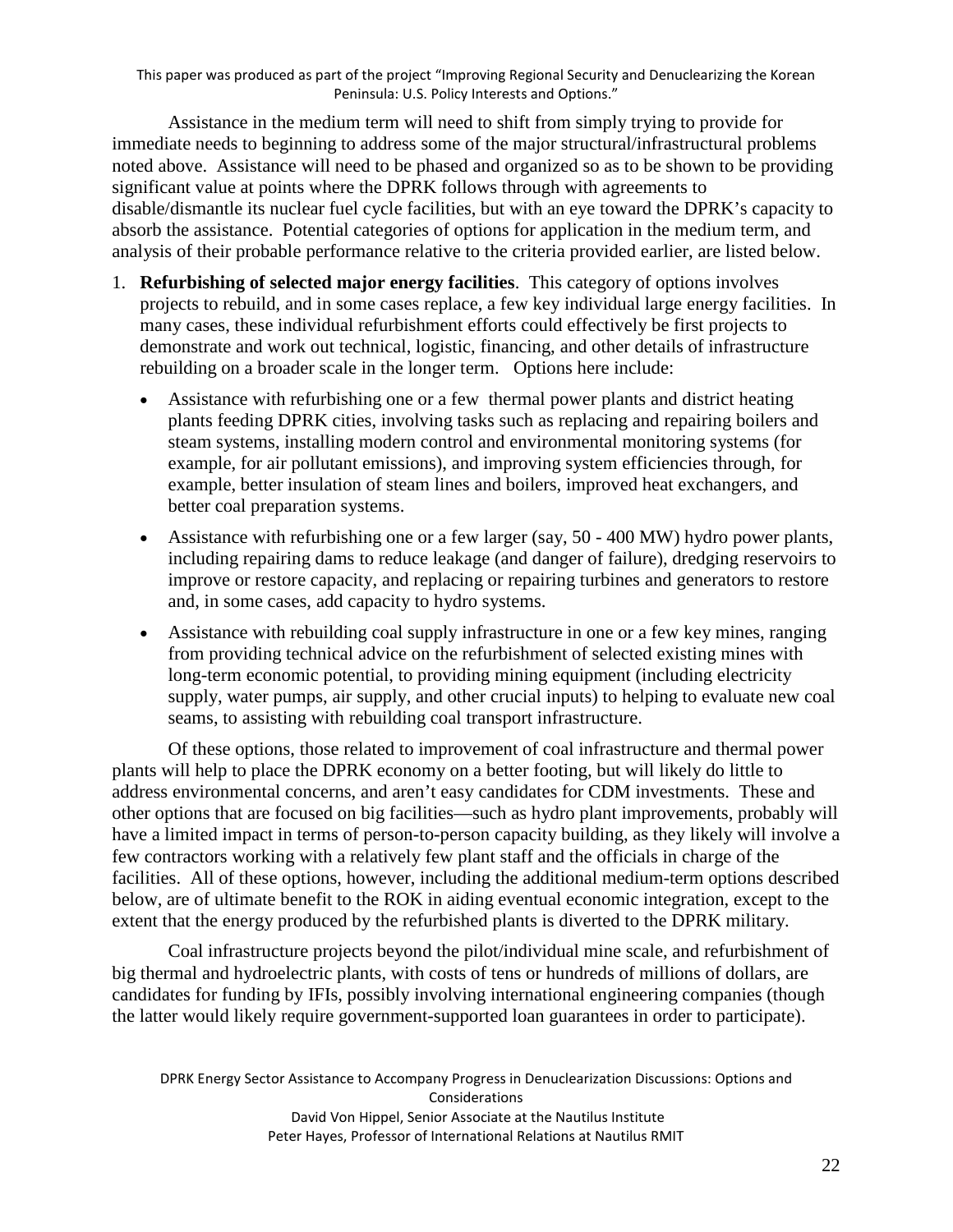Assistance in the medium term will need to shift from simply trying to provide for immediate needs to beginning to address some of the major structural/infrastructural problems noted above. Assistance will need to be phased and organized so as to be shown to be providing significant value at points where the DPRK follows through with agreements to disable/dismantle its nuclear fuel cycle facilities, but with an eye toward the DPRK's capacity to absorb the assistance. Potential categories of options for application in the medium term, and analysis of their probable performance relative to the criteria provided earlier, are listed below.

1. **Refurbishing of selected major energy facilities**. This category of options involves projects to rebuild, and in some cases replace, a few key individual large energy facilities. In many cases, these individual refurbishment efforts could effectively be first projects to demonstrate and work out technical, logistic, financing, and other details of infrastructure rebuilding on a broader scale in the longer term. Options here include:

   - Assistance with refurbishing one or a few thermal power plants and district heating plants feeding DPRK cities, involving tasks such as replacing and repairing boilers and steam systems, installing modern control and environmental monitoring systems (for example, for air pollutant emissions), and improving system efficiencies through, for example, better insulation of steam lines and boilers, improved heat exchangers, and better coal preparation systems.
   - Assistance with refurbishing one or a few larger (say, 50 - 400 MW) hydro power plants, including repairing dams to reduce leakage (and danger of failure), dredging reservoirs to improve or restore capacity, and replacing or repairing turbines and generators to restore and, in some cases, add capacity to hydro systems.
   - Assistance with rebuilding coal supply infrastructure in one or a few key mines, ranging from providing technical advice on the refurbishment of selected existing mines with long-term economic potential, to providing mining equipment (including electricity supply, water pumps, air supply, and other crucial inputs) to helping to evaluate new coal seams, to assisting with rebuilding coal transport infrastructure.

Of these options, those related to improvement of coal infrastructure and thermal power plants will help to place the DPRK economy on a better footing, but will likely do little to address environmental concerns, and aren't easy candidates for CDM investments. These and other options that are focused on big facilities—such as hydro plant improvements, probably will have a limited impact in terms of person-to-person capacity building, as they likely will involve a few contractors working with a relatively few plant staff and the officials in charge of the facilities. All of these options, however, including the additional medium-term options described below, are of ultimate benefit to the ROK in aiding eventual economic integration, except to the extent that the energy produced by the refurbished plants is diverted to the DPRK military.

Coal infrastructure projects beyond the pilot/individual mine scale, and refurbishment of big thermal and hydroelectric plants, with costs of tens or hundreds of millions of dollars, are candidates for funding by IFIs, possibly involving international engineering companies (though the latter would likely require government-supported loan guarantees in order to participate).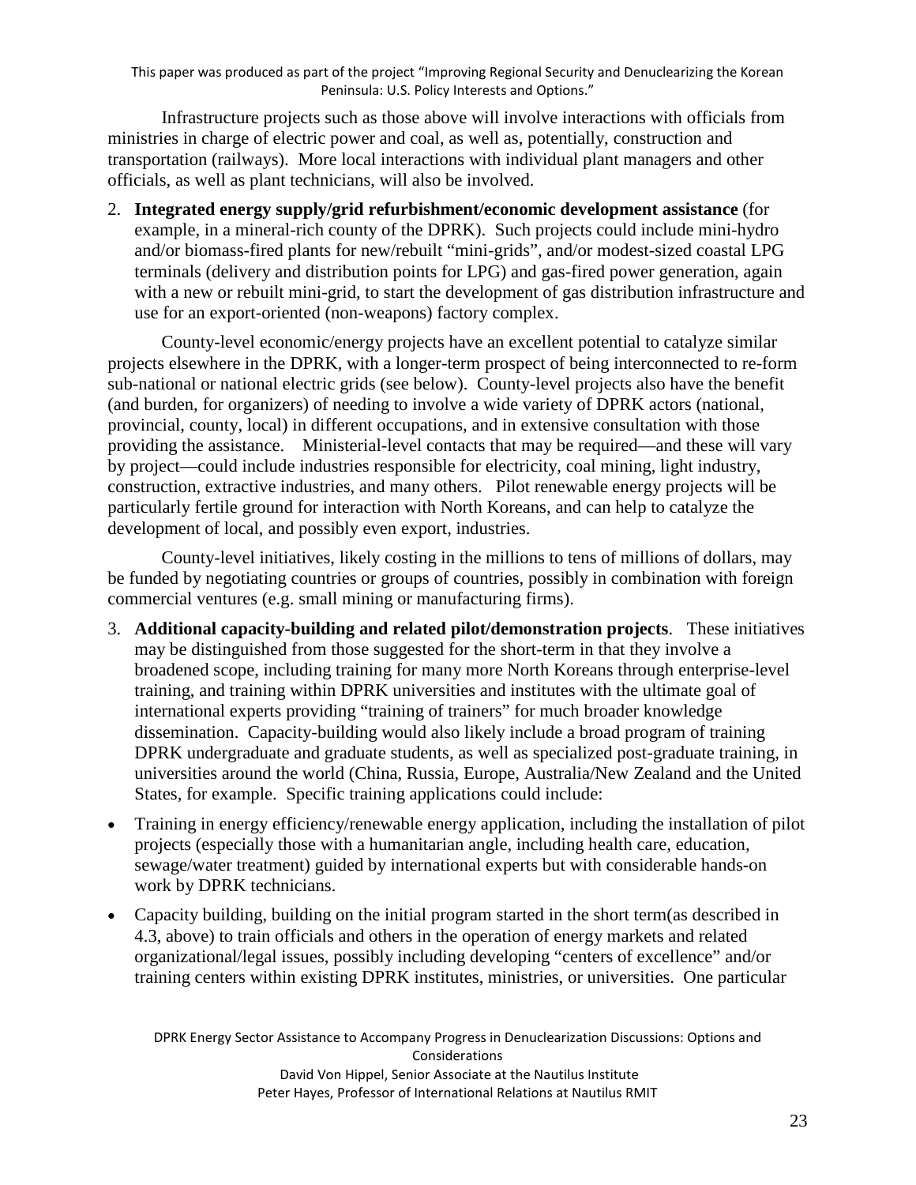Infrastructure projects such as those above will involve interactions with officials from ministries in charge of electric power and coal, as well as, potentially, construction and transportation (railways). More local interactions with individual plant managers and other officials, as well as plant technicians, will also be involved.

2. **Integrated energy supply/grid refurbishment/economic development assistance** (for example, in a mineral-rich county of the DPRK). Such projects could include mini-hydro and/or biomass-fired plants for new/rebuilt "mini-grids", and/or modest-sized coastal LPG terminals (delivery and distribution points for LPG) and gas-fired power generation, again with a new or rebuilt mini-grid, to start the development of gas distribution infrastructure and use for an export-oriented (non-weapons) factory complex.

County-level economic/energy projects have an excellent potential to catalyze similar projects elsewhere in the DPRK, with a longer-term prospect of being interconnected to re-form sub-national or national electric grids (see below). County-level projects also have the benefit (and burden, for organizers) of needing to involve a wide variety of DPRK actors (national, provincial, county, local) in different occupations, and in extensive consultation with those providing the assistance. Ministerial-level contacts that may be required—and these will vary by project—could include industries responsible for electricity, coal mining, light industry, construction, extractive industries, and many others. Pilot renewable energy projects will be particularly fertile ground for interaction with North Koreans, and can help to catalyze the development of local, and possibly even export, industries.

County-level initiatives, likely costing in the millions to tens of millions of dollars, may be funded by negotiating countries or groups of countries, possibly in combination with foreign commercial ventures (e.g. small mining or manufacturing firms).

3. **Additional capacity-building and related pilot/demonstration projects**. These initiatives may be distinguished from those suggested for the short-term in that they involve a broadened scope, including training for many more North Koreans through enterprise-level training, and training within DPRK universities and institutes with the ultimate goal of international experts providing "training of trainers" for much broader knowledge dissemination. Capacity-building would also likely include a broad program of training DPRK undergraduate and graduate students, as well as specialized post-graduate training, in universities around the world (China, Russia, Europe, Australia/New Zealand and the United States, for example. Specific training applications could include:

- Training in energy efficiency/renewable energy application, including the installation of pilot projects (especially those with a humanitarian angle, including health care, education, sewage/water treatment) guided by international experts but with considerable hands-on work by DPRK technicians.
- Capacity building, building on the initial program started in the short term(as described in 4.3, above) to train officials and others in the operation of energy markets and related organizational/legal issues, possibly including developing "centers of excellence" and/or training centers within existing DPRK institutes, ministries, or universities. One particular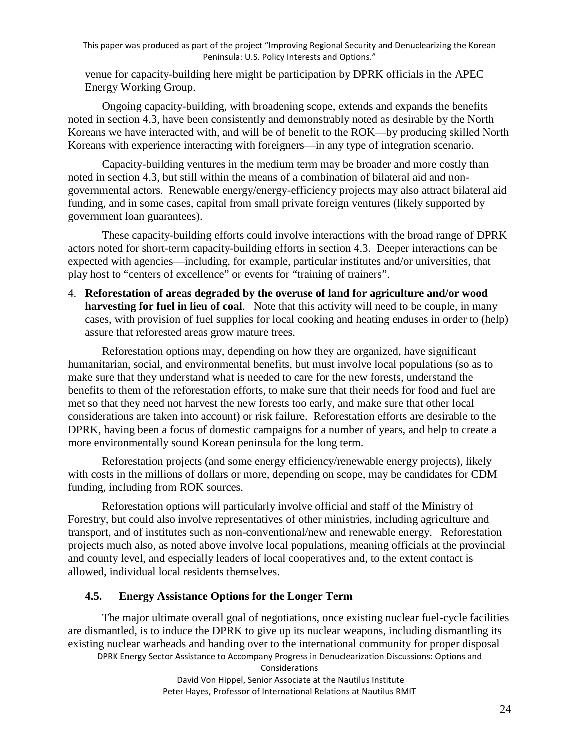venue for capacity-building here might be participation by DPRK officials in the APEC Energy Working Group.

Ongoing capacity-building, with broadening scope, extends and expands the benefits noted in section 4.3, have been consistently and demonstrably noted as desirable by the North Koreans we have interacted with, and will be of benefit to the ROK—by producing skilled North Koreans with experience interacting with foreigners—in any type of integration scenario.

Capacity-building ventures in the medium term may be broader and more costly than noted in section 4.3, but still within the means of a combination of bilateral aid and non-governmental actors. Renewable energy/energy-efficiency projects may also attract bilateral aid funding, and in some cases, capital from small private foreign ventures (likely supported by government loan guarantees).

These capacity-building efforts could involve interactions with the broad range of DPRK actors noted for short-term capacity-building efforts in section 4.3. Deeper interactions can be expected with agencies—including, for example, particular institutes and/or universities, that play host to "centers of excellence" or events for "training of trainers".

4. **Reforestation of areas degraded by the overuse of land for agriculture and/or wood harvesting for fuel in lieu of coal**. Note that this activity will need to be couple, in many cases, with provision of fuel supplies for local cooking and heating enduses in order to (help) assure that reforested areas grow mature trees.

Reforestation options may, depending on how they are organized, have significant humanitarian, social, and environmental benefits, but must involve local populations (so as to make sure that they understand what is needed to care for the new forests, understand the benefits to them of the reforestation efforts, to make sure that their needs for food and fuel are met so that they need not harvest the new forests too early, and make sure that other local considerations are taken into account) or risk failure. Reforestation efforts are desirable to the DPRK, having been a focus of domestic campaigns for a number of years, and help to create a more environmentally sound Korean peninsula for the long term.

Reforestation projects (and some energy efficiency/renewable energy projects), likely with costs in the millions of dollars or more, depending on scope, may be candidates for CDM funding, including from ROK sources.

Reforestation options will particularly involve official and staff of the Ministry of Forestry, but could also involve representatives of other ministries, including agriculture and transport, and of institutes such as non-conventional/new and renewable energy. Reforestation projects much also, as noted above involve local populations, meaning officials at the provincial and county level, and especially leaders of local cooperatives and, to the extent contact is allowed, individual local residents themselves.

### 4.5. Energy Assistance Options for the Longer Term

The major ultimate overall goal of negotiations, once existing nuclear fuel-cycle facilities are dismantled, is to induce the DPRK to give up its nuclear weapons, including dismantling its existing nuclear warheads and handing over to the international community for proper disposal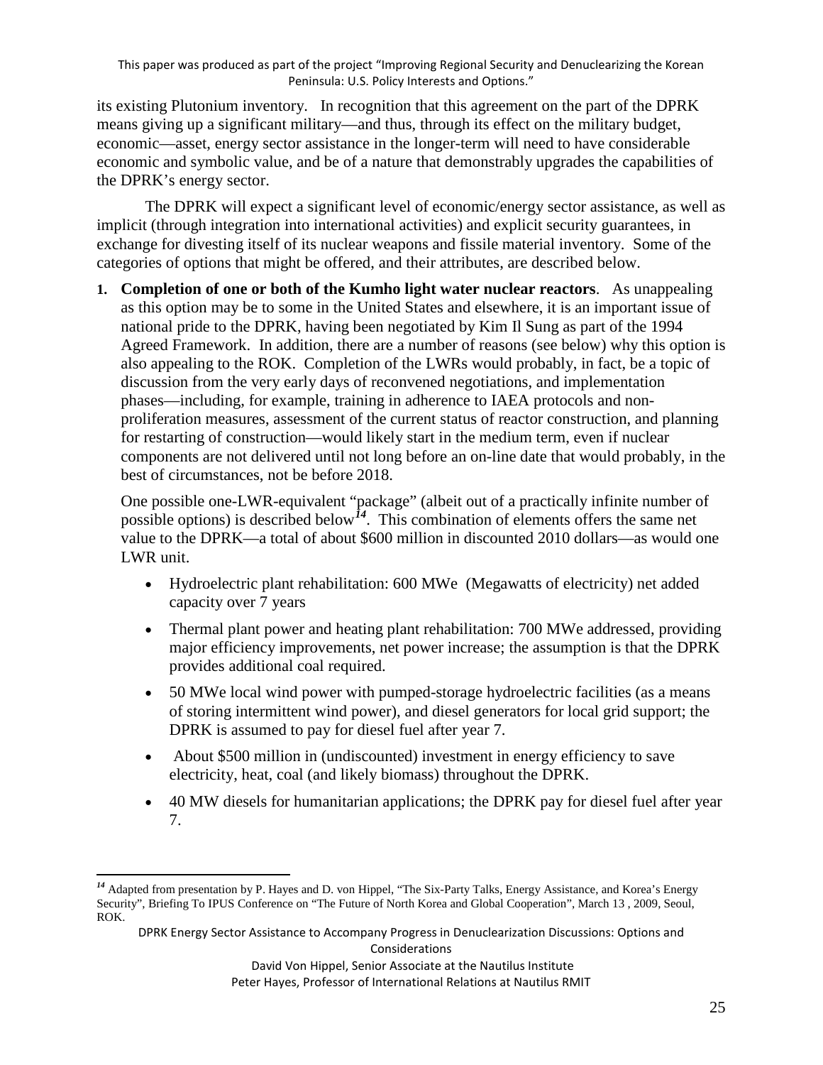its existing Plutonium inventory. In recognition that this agreement on the part of the DPRK means giving up a significant military—and thus, through its effect on the military budget, economic—asset, energy sector assistance in the longer-term will need to have considerable economic and symbolic value, and be of a nature that demonstrably upgrades the capabilities of the DPRK's energy sector.

The DPRK will expect a significant level of economic/energy sector assistance, as well as implicit (through integration into international activities) and explicit security guarantees, in exchange for divesting itself of its nuclear weapons and fissile material inventory. Some of the categories of options that might be offered, and their attributes, are described below.

1. **Completion of one or both of the Kumho light water nuclear reactors**. As unappealing as this option may be to some in the United States and elsewhere, it is an important issue of national pride to the DPRK, having been negotiated by Kim Il Sung as part of the 1994 Agreed Framework. In addition, there are a number of reasons (see below) why this option is also appealing to the ROK. Completion of the LWRs would probably, in fact, be a topic of discussion from the very early days of reconvened negotiations, and implementation phases—including, for example, training in adherence to IAEA protocols and non-proliferation measures, assessment of the current status of reactor construction, and planning for restarting of construction—would likely start in the medium term, even if nuclear components are not delivered until not long before an on-line date that would probably, in the best of circumstances, not be before 2018.

   One possible one-LWR-equivalent "package" (albeit out of a practically infinite number of possible options) is described below[14]. This combination of elements offers the same net value to the DPRK—a total of about $600 million in discounted 2010 dollars—as would one LWR unit.

   - Hydroelectric plant rehabilitation: 600 MWe (Megawatts of electricity) net added capacity over 7 years
   - Thermal plant power and heating plant rehabilitation: 700 MWe addressed, providing major efficiency improvements, net power increase; the assumption is that the DPRK provides additional coal required.
   - 50 MWe local wind power with pumped-storage hydroelectric facilities (as a means of storing intermittent wind power), and diesel generators for local grid support; the DPRK is assumed to pay for diesel fuel after year 7.
   - About $500 million in (undiscounted) investment in energy efficiency to save electricity, heat, coal (and likely biomass) throughout the DPRK.
   - 40 MW diesels for humanitarian applications; the DPRK pay for diesel fuel after year 7.

[14] Adapted from presentation by P. Hayes and D. von Hippel, "The Six-Party Talks, Energy Assistance, and Korea's Energy Security", Briefing To IPUS Conference on "The Future of North Korea and Global Cooperation", March 13 , 2009, Seoul, ROK.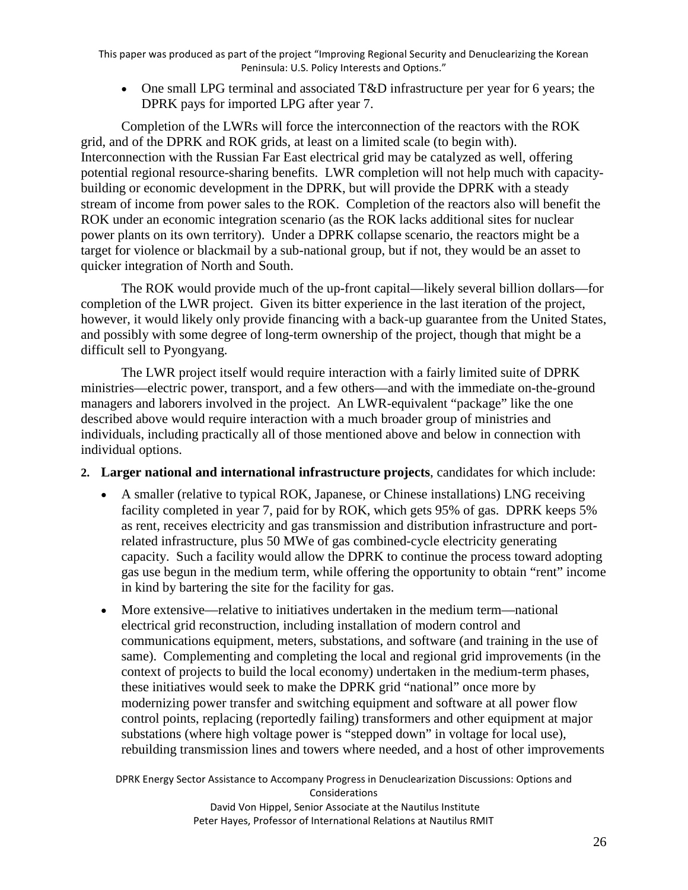- One small LPG terminal and associated T&D infrastructure per year for 6 years; the DPRK pays for imported LPG after year 7.

Completion of the LWRs will force the interconnection of the reactors with the ROK grid, and of the DPRK and ROK grids, at least on a limited scale (to begin with). Interconnection with the Russian Far East electrical grid may be catalyzed as well, offering potential regional resource-sharing benefits. LWR completion will not help much with capacity-building or economic development in the DPRK, but will provide the DPRK with a steady stream of income from power sales to the ROK. Completion of the reactors also will benefit the ROK under an economic integration scenario (as the ROK lacks additional sites for nuclear power plants on its own territory). Under a DPRK collapse scenario, the reactors might be a target for violence or blackmail by a sub-national group, but if not, they would be an asset to quicker integration of North and South.

The ROK would provide much of the up-front capital—likely several billion dollars—for completion of the LWR project. Given its bitter experience in the last iteration of the project, however, it would likely only provide financing with a back-up guarantee from the United States, and possibly with some degree of long-term ownership of the project, though that might be a difficult sell to Pyongyang.

The LWR project itself would require interaction with a fairly limited suite of DPRK ministries—electric power, transport, and a few others—and with the immediate on-the-ground managers and laborers involved in the project. An LWR-equivalent "package" like the one described above would require interaction with a much broader group of ministries and individuals, including practically all of those mentioned above and below in connection with individual options.

2. **Larger national and international infrastructure projects**, candidates for which include:

- A smaller (relative to typical ROK, Japanese, or Chinese installations) LNG receiving facility completed in year 7, paid for by ROK, which gets 95% of gas. DPRK keeps 5% as rent, receives electricity and gas transmission and distribution infrastructure and port-related infrastructure, plus 50 MWe of gas combined-cycle electricity generating capacity. Such a facility would allow the DPRK to continue the process toward adopting gas use begun in the medium term, while offering the opportunity to obtain "rent" income in kind by bartering the site for the facility for gas.
- More extensive—relative to initiatives undertaken in the medium term—national electrical grid reconstruction, including installation of modern control and communications equipment, meters, substations, and software (and training in the use of same). Complementing and completing the local and regional grid improvements (in the context of projects to build the local economy) undertaken in the medium-term phases, these initiatives would seek to make the DPRK grid "national" once more by modernizing power transfer and switching equipment and software at all power flow control points, replacing (reportedly failing) transformers and other equipment at major substations (where high voltage power is "stepped down" in voltage for local use), rebuilding transmission lines and towers where needed, and a host of other improvements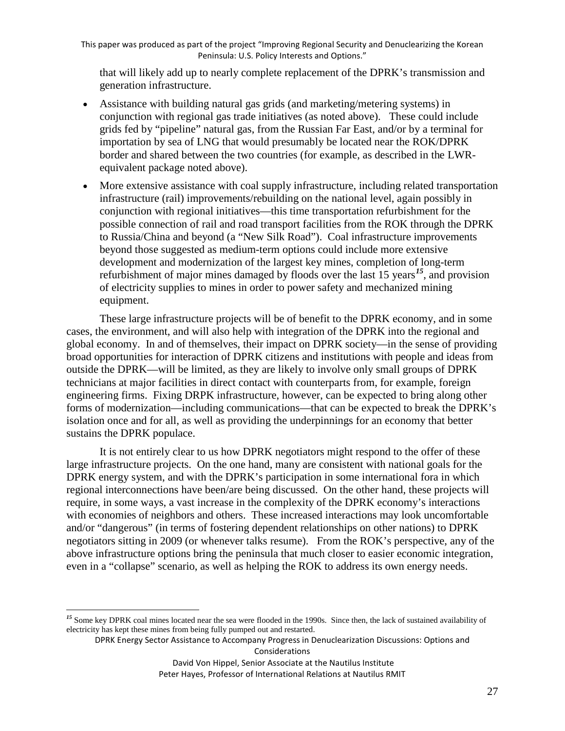that will likely add up to nearly complete replacement of the DPRK's transmission and generation infrastructure.

- Assistance with building natural gas grids (and marketing/metering systems) in conjunction with regional gas trade initiatives (as noted above). These could include grids fed by "pipeline" natural gas, from the Russian Far East, and/or by a terminal for importation by sea of LNG that would presumably be located near the ROK/DPRK border and shared between the two countries (for example, as described in the LWR-equivalent package noted above).

- More extensive assistance with coal supply infrastructure, including related transportation infrastructure (rail) improvements/rebuilding on the national level, again possibly in conjunction with regional initiatives—this time transportation refurbishment for the possible connection of rail and road transport facilities from the ROK through the DPRK to Russia/China and beyond (a "New Silk Road"). Coal infrastructure improvements beyond those suggested as medium-term options could include more extensive development and modernization of the largest key mines, completion of long-term refurbishment of major mines damaged by floods over the last 15 years[15], and provision of electricity supplies to mines in order to power safety and mechanized mining equipment.

These large infrastructure projects will be of benefit to the DPRK economy, and in some cases, the environment, and will also help with integration of the DPRK into the regional and global economy. In and of themselves, their impact on DPRK society—in the sense of providing broad opportunities for interaction of DPRK citizens and institutions with people and ideas from outside the DPRK—will be limited, as they are likely to involve only small groups of DPRK technicians at major facilities in direct contact with counterparts from, for example, foreign engineering firms. Fixing DRPK infrastructure, however, can be expected to bring along other forms of modernization—including communications—that can be expected to break the DPRK's isolation once and for all, as well as providing the underpinnings for an economy that better sustains the DPRK populace.

It is not entirely clear to us how DPRK negotiators might respond to the offer of these large infrastructure projects. On the one hand, many are consistent with national goals for the DPRK energy system, and with the DPRK's participation in some international fora in which regional interconnections have been/are being discussed. On the other hand, these projects will require, in some ways, a vast increase in the complexity of the DPRK economy's interactions with economies of neighbors and others. These increased interactions may look uncomfortable and/or "dangerous" (in terms of fostering dependent relationships on other nations) to DPRK negotiators sitting in 2009 (or whenever talks resume). From the ROK's perspective, any of the above infrastructure options bring the peninsula that much closer to easier economic integration, even in a "collapse" scenario, as well as helping the ROK to address its own energy needs.

---

[15] Some key DPRK coal mines located near the sea were flooded in the 1990s. Since then, the lack of sustained availability of electricity has kept these mines from being fully pumped out and restarted.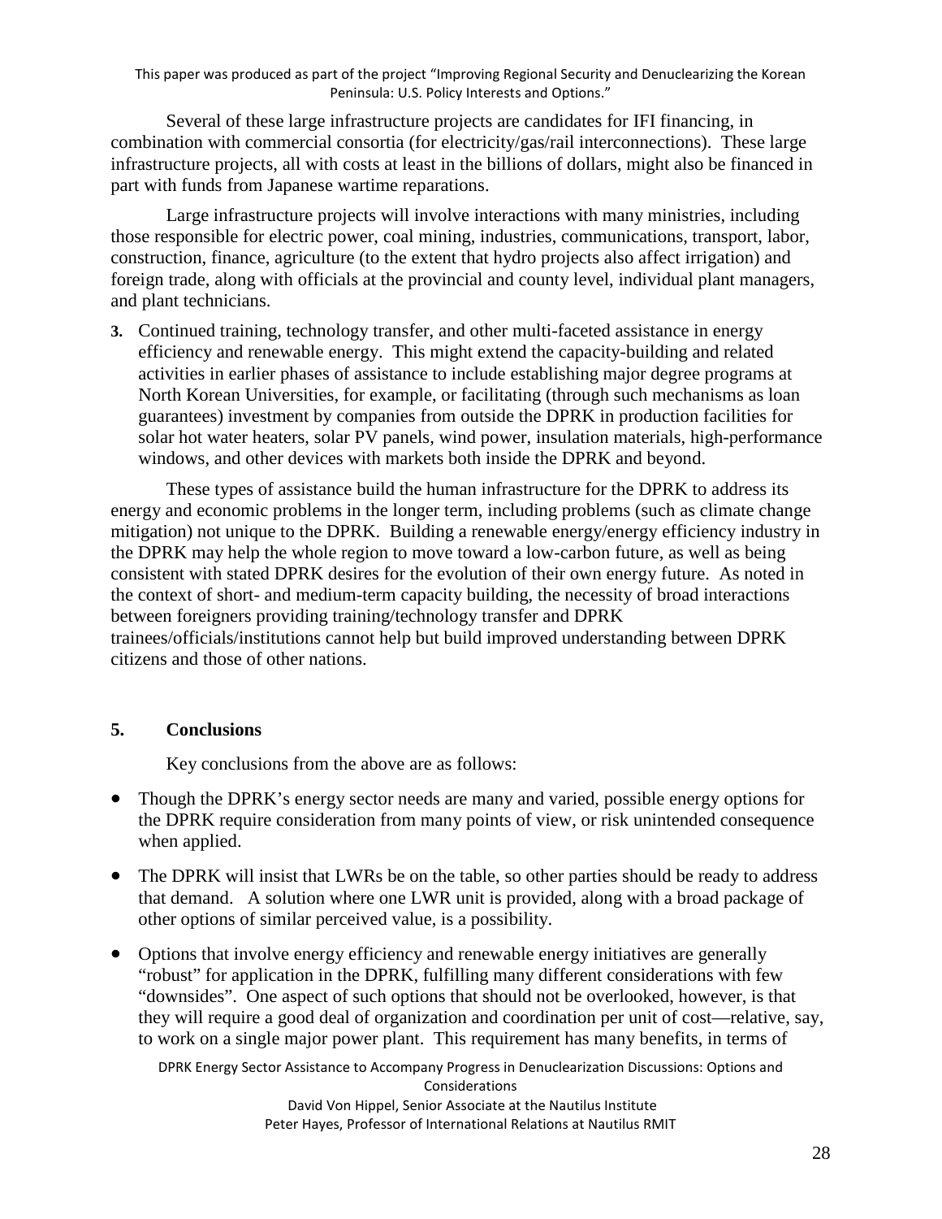Several of these large infrastructure projects are candidates for IFI financing, in combination with commercial consortia (for electricity/gas/rail interconnections). These large infrastructure projects, all with costs at least in the billions of dollars, might also be financed in part with funds from Japanese wartime reparations.

Large infrastructure projects will involve interactions with many ministries, including those responsible for electric power, coal mining, industries, communications, transport, labor, construction, finance, agriculture (to the extent that hydro projects also affect irrigation) and foreign trade, along with officials at the provincial and county level, individual plant managers, and plant technicians.

3. Continued training, technology transfer, and other multi-faceted assistance in energy efficiency and renewable energy. This might extend the capacity-building and related activities in earlier phases of assistance to include establishing major degree programs at North Korean Universities, for example, or facilitating (through such mechanisms as loan guarantees) investment by companies from outside the DPRK in production facilities for solar hot water heaters, solar PV panels, wind power, insulation materials, high-performance windows, and other devices with markets both inside the DPRK and beyond.

These types of assistance build the human infrastructure for the DPRK to address its energy and economic problems in the longer term, including problems (such as climate change mitigation) not unique to the DPRK. Building a renewable energy/energy efficiency industry in the DPRK may help the whole region to move toward a low-carbon future, as well as being consistent with stated DPRK desires for the evolution of their own energy future. As noted in the context of short- and medium-term capacity building, the necessity of broad interactions between foreigners providing training/technology transfer and DPRK trainees/officials/institutions cannot help but build improved understanding between DPRK citizens and those of other nations.

## 5. Conclusions

Key conclusions from the above are as follows:

- Though the DPRK's energy sector needs are many and varied, possible energy options for the DPRK require consideration from many points of view, or risk unintended consequence when applied.
- The DPRK will insist that LWRs be on the table, so other parties should be ready to address that demand. A solution where one LWR unit is provided, along with a broad package of other options of similar perceived value, is a possibility.
- Options that involve energy efficiency and renewable energy initiatives are generally "robust" for application in the DPRK, fulfilling many different considerations with few "downsides". One aspect of such options that should not be overlooked, however, is that they will require a good deal of organization and coordination per unit of cost—relative, say, to work on a single major power plant. This requirement has many benefits, in terms of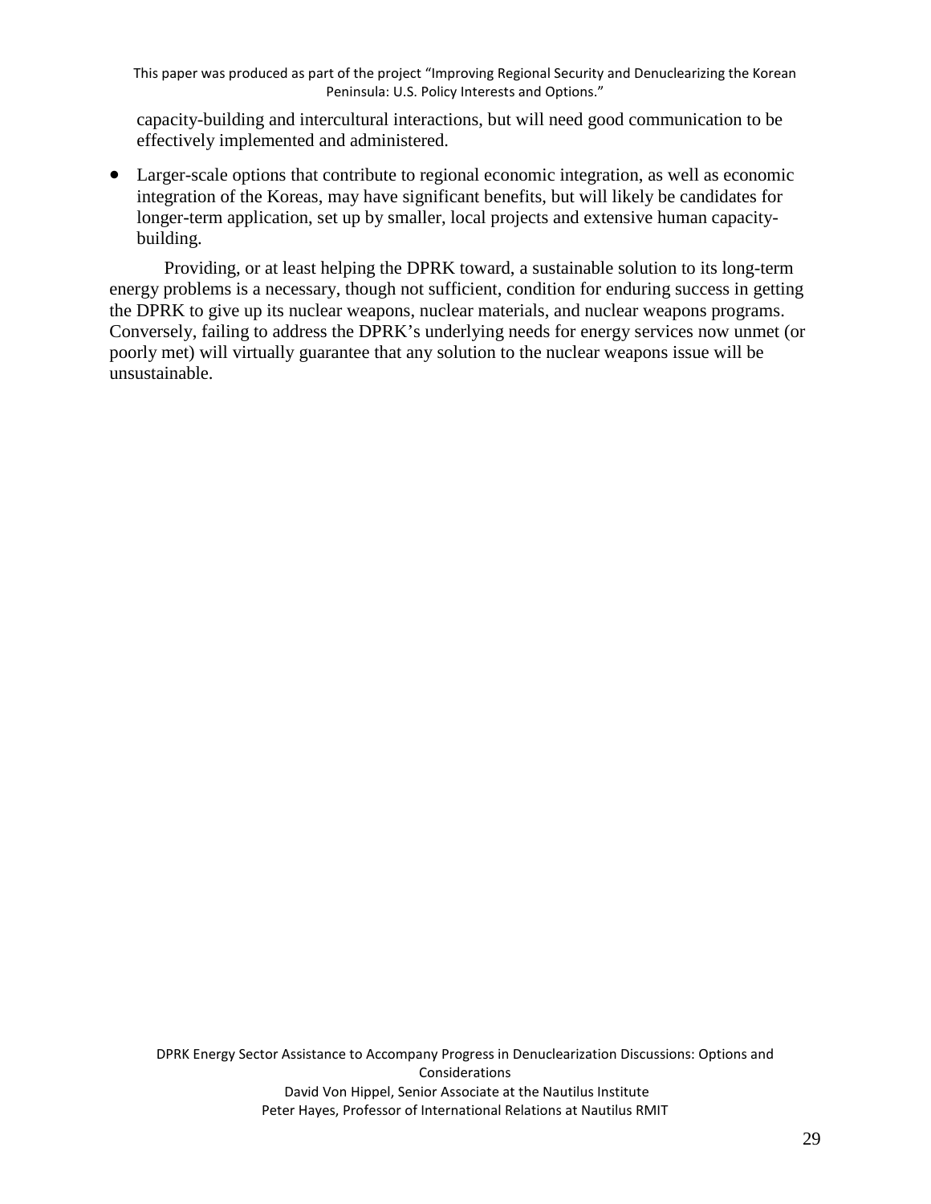capacity-building and intercultural interactions, but will need good communication to be effectively implemented and administered.

- Larger-scale options that contribute to regional economic integration, as well as economic integration of the Koreas, may have significant benefits, but will likely be candidates for longer-term application, set up by smaller, local projects and extensive human capacity-building.

Providing, or at least helping the DPRK toward, a sustainable solution to its long-term energy problems is a necessary, though not sufficient, condition for enduring success in getting the DPRK to give up its nuclear weapons, nuclear materials, and nuclear weapons programs. Conversely, failing to address the DPRK's underlying needs for energy services now unmet (or poorly met) will virtually guarantee that any solution to the nuclear weapons issue will be unsustainable.